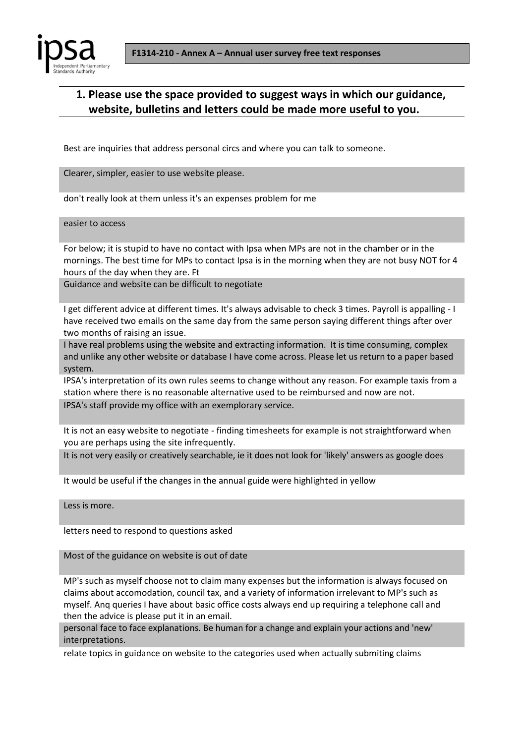**F1314-210 - Annex A – Annual user survey free text responses**

## 1. Please use the space provided to suggest ways in which our guidance, website, bulletins and letters could be made more useful to you.

Best are inquiries that address personal circs and where you can talk to someone.

Clearer, simpler, easier to use website please.

don't really look at them unless it's an expenses problem for me

easier to access

For below; it is stupid to have no contact with Ipsa when MPs are not in the chamber or in the mornings. The best time for MPs to contact Ipsa is in the morning when they are not busy NOT for 4 hours of the day when they are. Ft

Guidance and website can be difficult to negotiate

I get different advice at different times. It's always advisable to check 3 times. Payroll is appalling - I have received two emails on the same day from the same person saying different things after over two months of raising an issue.

I have real problems using the website and extracting information. It is time consuming, complex and unlike any other website or database I have come across. Please let us return to a paper based system.

IPSA's interpretation of its own rules seems to change without any reason. For example taxis from a station where there is no reasonable alternative used to be reimbursed and now are not.

IPSA's staff provide my office with an exemplary service.

It is not an easy website to negotiate - finding timesheets for example is not straightforward when you are perhaps using the site infrequently.

It is not very easily or creatively searchable, ie it does not look for 'likely' answers as google does

It would be useful if the changes in the annual guide were highlighted in yellow

Less is more.

letters need to respond to questions asked

Most of the guidance on website is out of date

MP's such as myself choose not to claim many expenses but the information is always focused on claims about accomodation, council tax, and a variety of information irrelevant to MP's such as myself. Anq queries I have about basic office costs always end up requiring a telephone call and then the advice is please put it in an email.

personal face to face explanations. Be human for a change and explain your actions and 'new' interpretations.

relate topics in guidance on website to the categories used when actually submiting claims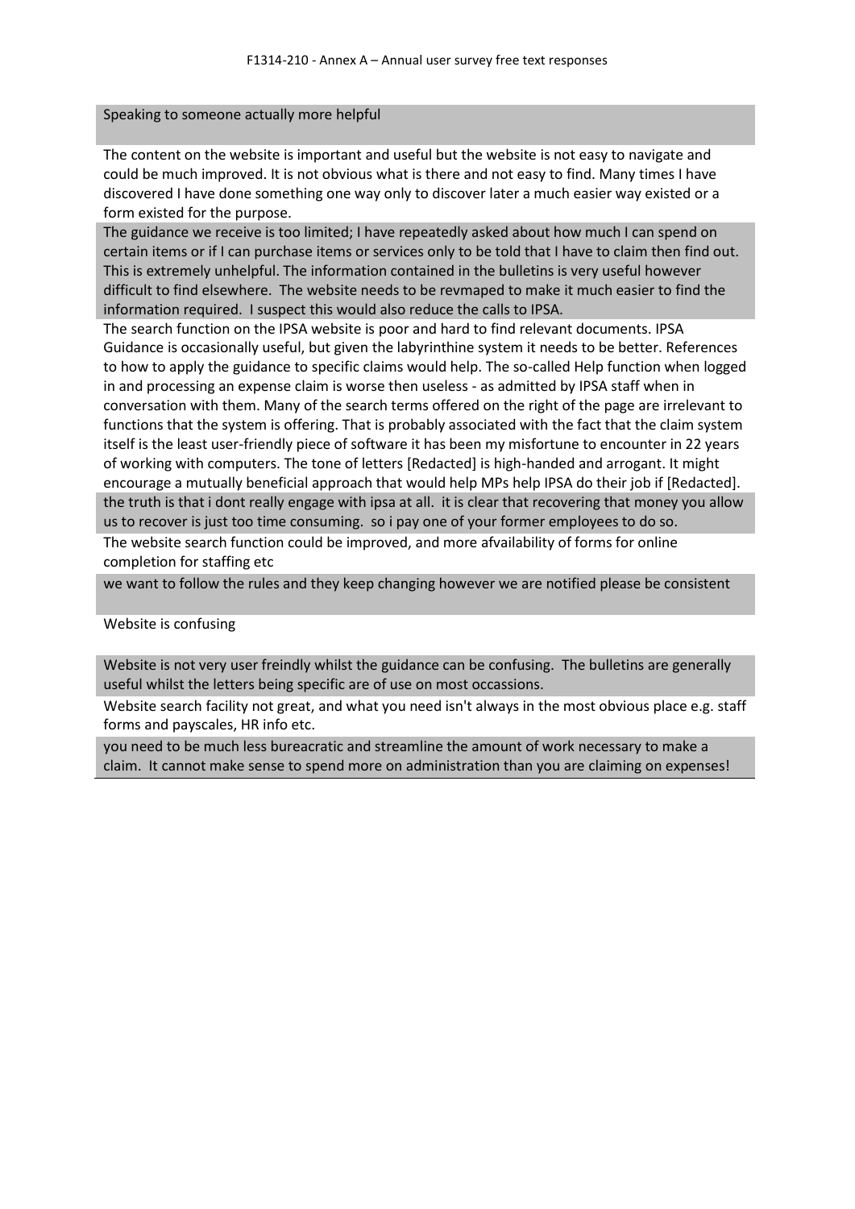Speaking to someone actually more helpful

The content on the website is important and useful but the website is not easy to navigate and could be much improved. It is not obvious what is there and not easy to find. Many times I have discovered I have done something one way only to discover later a much easier way existed or a form existed for the purpose.

The guidance we receive is too limited; I have repeatedly asked about how much I can spend on certain items or if I can purchase items or services only to be told that I have to claim then find out. This is extremely unhelpful. The information contained in the bulletins is very useful however difficult to find elsewhere. The website needs to be revmaped to make it much easier to find the information required. I suspect this would also reduce the calls to IPSA.

The search function on the IPSA website is poor and hard to find relevant documents. IPSA Guidance is occasionally useful, but given the labyrinthine system it needs to be better. References to how to apply the guidance to specific claims would help. The so-called Help function when logged in and processing an expense claim is worse then useless - as admitted by IPSA staff when in conversation with them. Many of the search terms offered on the right of the page are irrelevant to functions that the system is offering. That is probably associated with the fact that the claim system itself is the least user-friendly piece of software it has been my misfortune to encounter in 22 years of working with computers. The tone of letters [Redacted] is high-handed and arrogant. It might encourage a mutually beneficial approach that would help MPs help IPSA do their job if [Redacted].

the truth is that i dont really engage with ipsa at all. it is clear that recovering that money you allow us to recover is just too time consuming. so i pay one of your former employees to do so.

The website search function could be improved, and more afvailability of forms for online completion for staffing etc

we want to follow the rules and they keep changing however we are notified please be consistent

Website is confusing

Website is not very user freindly whilst the guidance can be confusing. The bulletins are generally useful whilst the letters being specific are of use on most occassions.

Website search facility not great, and what you need isn't always in the most obvious place e.g. staff forms and payscales, HR info etc.

you need to be much less bureacratic and streamline the amount of work necessary to make a claim. It cannot make sense to spend more on administration than you are claiming on expenses!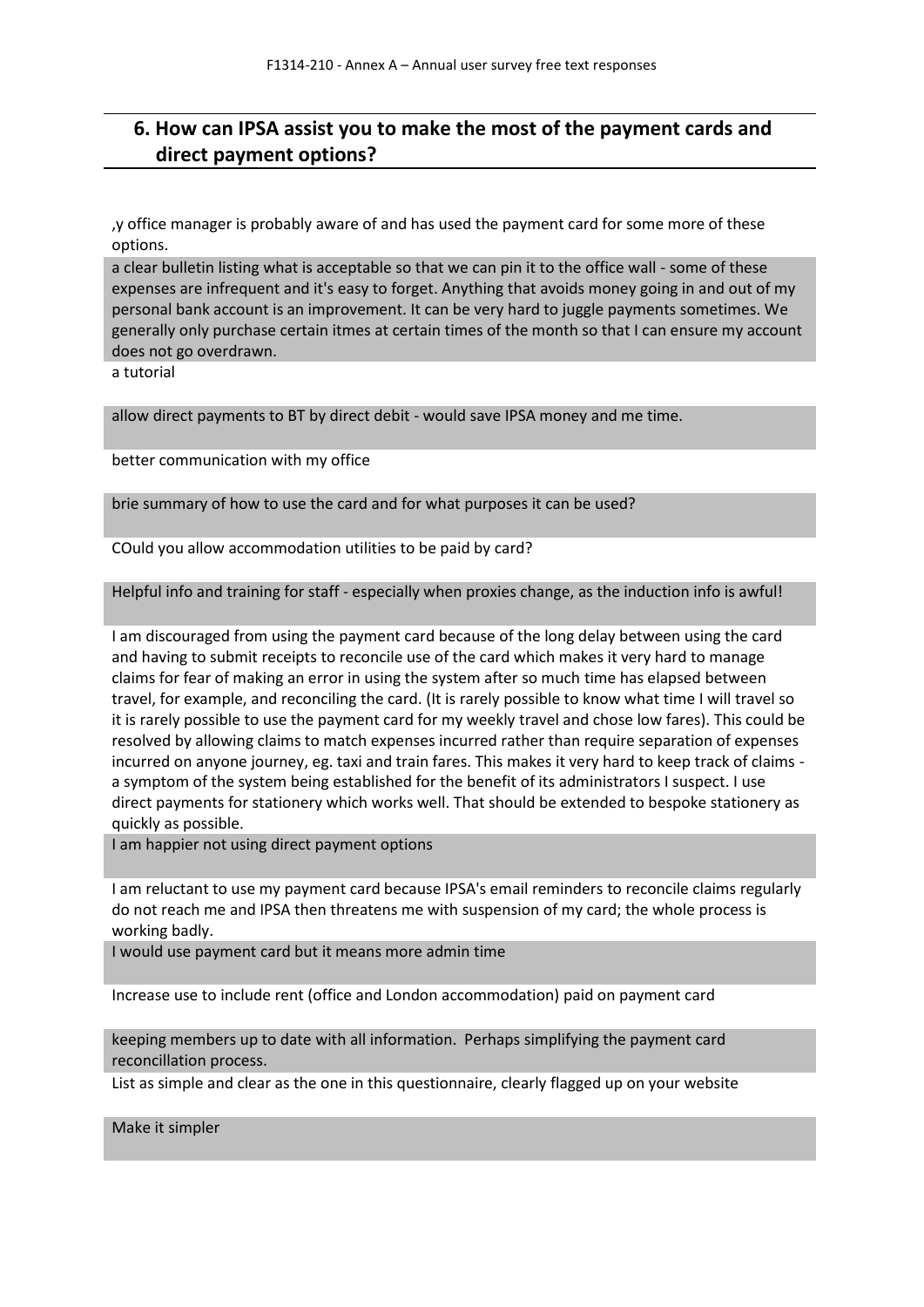## 6. How can IPSA assist you to make the most of the payment cards and direct payment options?

,y office manager is probably aware of and has used the payment card for some more of these options.

a clear bulletin listing what is acceptable so that we can pin it to the office wall - some of these expenses are infrequent and it's easy to forget. Anything that avoids money going in and out of my personal bank account is an improvement. It can be very hard to juggle payments sometimes. We generally only purchase certain itmes at certain times of the month so that I can ensure my account does not go overdrawn.

a tutorial

allow direct payments to BT by direct debit - would save IPSA money and me time.

better communication with my office

brie summary of how to use the card and for what purposes it can be used?

COuld you allow accommodation utilities to be paid by card?

Helpful info and training for staff - especially when proxies change, as the induction info is awful!

I am discouraged from using the payment card because of the long delay between using the card and having to submit receipts to reconcile use of the card which makes it very hard to manage claims for fear of making an error in using the system after so much time has elapsed between travel, for example, and reconciling the card. (It is rarely possible to know what time I will travel so it is rarely possible to use the payment card for my weekly travel and chose low fares). This could be resolved by allowing claims to match expenses incurred rather than require separation of expenses incurred on anyone journey, eg. taxi and train fares. This makes it very hard to keep track of claims - a symptom of the system being established for the benefit of its administrators I suspect. I use direct payments for stationery which works well. That should be extended to bespoke stationery as quickly as possible.

I am happier not using direct payment options

I am reluctant to use my payment card because IPSA's email reminders to reconcile claims regularly do not reach me and IPSA then threatens me with suspension of my card; the whole process is working badly.

I would use payment card but it means more admin time

Increase use to include rent (office and London accommodation) paid on payment card

keeping members up to date with all information. Perhaps simplifying the payment card reconcillation process.

List as simple and clear as the one in this questionnaire, clearly flagged up on your website

Make it simpler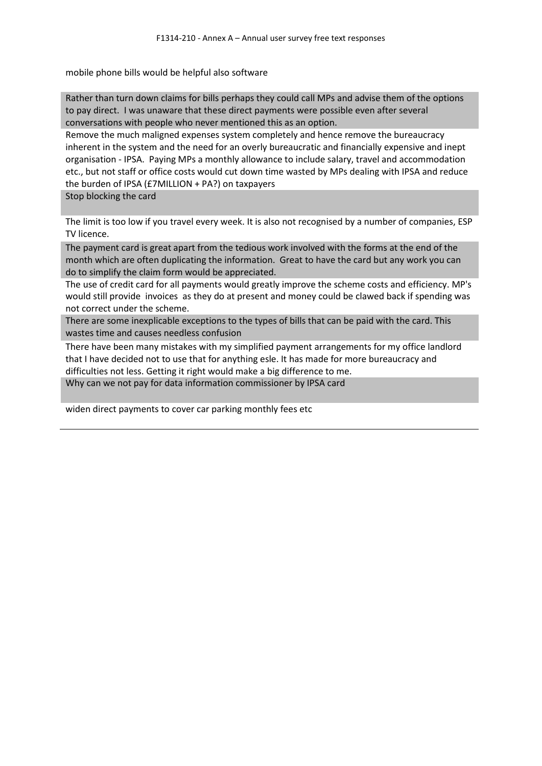mobile phone bills would be helpful also software

Rather than turn down claims for bills perhaps they could call MPs and advise them of the options to pay direct. I was unaware that these direct payments were possible even after several conversations with people who never mentioned this as an option.

Remove the much maligned expenses system completely and hence remove the bureaucracy inherent in the system and the need for an overly bureaucratic and financially expensive and inept organisation - IPSA. Paying MPs a monthly allowance to include salary, travel and accommodation etc., but not staff or office costs would cut down time wasted by MPs dealing with IPSA and reduce the burden of IPSA (£7MILLION + PA?) on taxpayers

Stop blocking the card

The limit is too low if you travel every week. It is also not recognised by a number of companies, ESP TV licence.

The payment card is great apart from the tedious work involved with the forms at the end of the month which are often duplicating the information. Great to have the card but any work you can do to simplify the claim form would be appreciated.

The use of credit card for all payments would greatly improve the scheme costs and efficiency. MP's would still provide invoices as they do at present and money could be clawed back if spending was not correct under the scheme.

There are some inexplicable exceptions to the types of bills that can be paid with the card. This wastes time and causes needless confusion

There have been many mistakes with my simplified payment arrangements for my office landlord that I have decided not to use that for anything esle. It has made for more bureaucracy and difficulties not less. Getting it right would make a big difference to me.

Why can we not pay for data information commissioner by IPSA card

widen direct payments to cover car parking monthly fees etc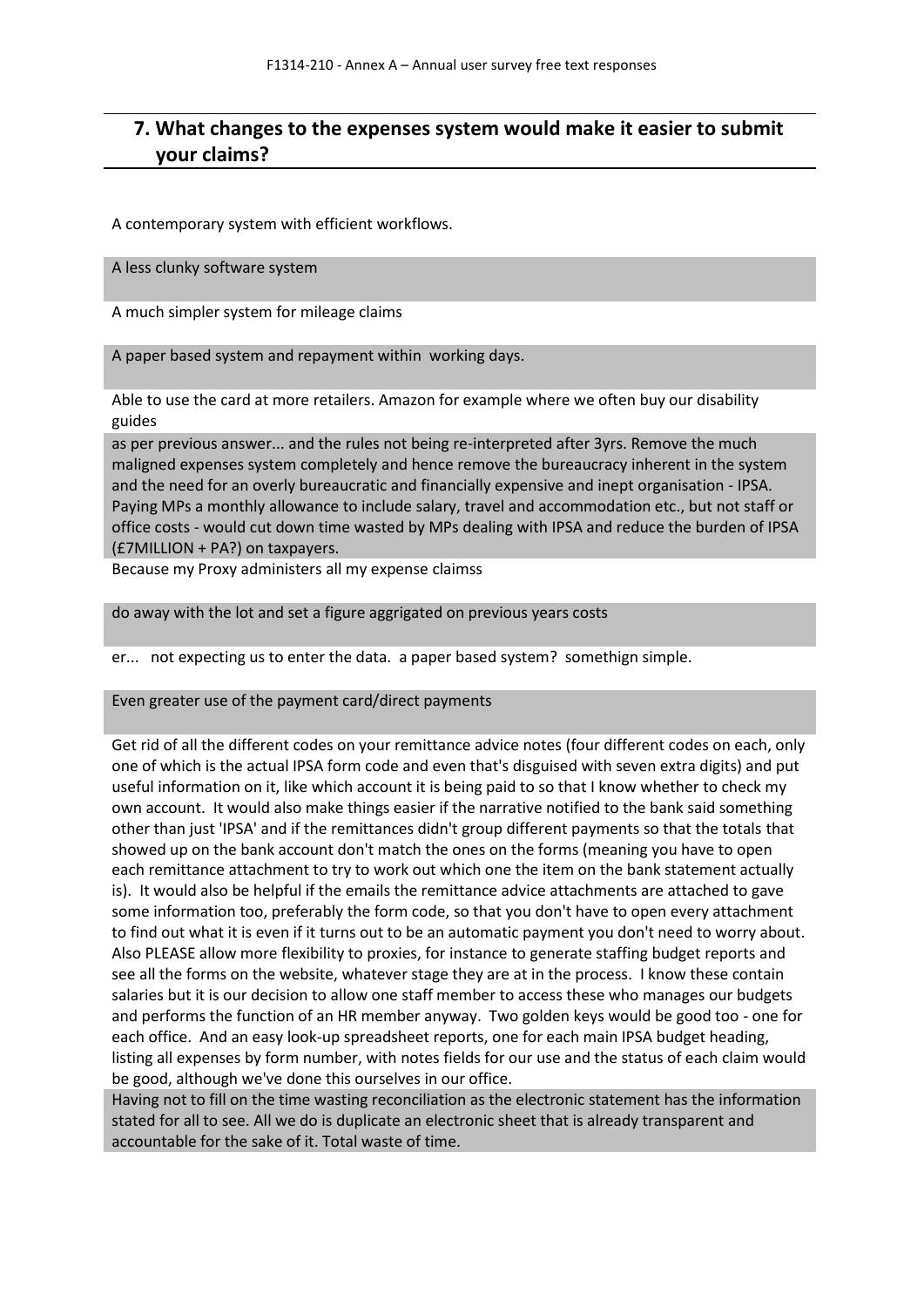## 7. What changes to the expenses system would make it easier to submit your claims?

A contemporary system with efficient workflows.

A less clunky software system

A much simpler system for mileage claims

A paper based system and repayment within  working days.

Able to use the card at more retailers. Amazon for example where we often buy our disability guides

as per previous answer... and the rules not being re-interpreted after 3yrs. Remove the much maligned expenses system completely and hence remove the bureaucracy inherent in the system and the need for an overly bureaucratic and financially expensive and inept organisation - IPSA. Paying MPs a monthly allowance to include salary, travel and accommodation etc., but not staff or office costs - would cut down time wasted by MPs dealing with IPSA and reduce the burden of IPSA (£7MILLION + PA?) on taxpayers.

Because my Proxy administers all my expense claimss

do away with the lot and set a figure aggrigated on previous years costs

er...   not expecting us to enter the data.  a paper based system?  somethign simple.

Even greater use of the payment card/direct payments

Get rid of all the different codes on your remittance advice notes (four different codes on each, only one of which is the actual IPSA form code and even that's disguised with seven extra digits) and put useful information on it, like which account it is being paid to so that I know whether to check my own account.  It would also make things easier if the narrative notified to the bank said something other than just 'IPSA' and if the remittances didn't group different payments so that the totals that showed up on the bank account don't match the ones on the forms (meaning you have to open each remittance attachment to try to work out which one the item on the bank statement actually is).  It would also be helpful if the emails the remittance advice attachments are attached to gave some information too, preferably the form code, so that you don't have to open every attachment to find out what it is even if it turns out to be an automatic payment you don't need to worry about. Also PLEASE allow more flexibility to proxies, for instance to generate staffing budget reports and see all the forms on the website, whatever stage they are at in the process.  I know these contain salaries but it is our decision to allow one staff member to access these who manages our budgets and performs the function of an HR member anyway.  Two golden keys would be good too - one for each office.  And an easy look-up spreadsheet reports, one for each main IPSA budget heading, listing all expenses by form number, with notes fields for our use and the status of each claim would be good, although we've done this ourselves in our office.

Having not to fill on the time wasting reconciliation as the electronic statement has the information stated for all to see. All we do is duplicate an electronic sheet that is already transparent and accountable for the sake of it. Total waste of time.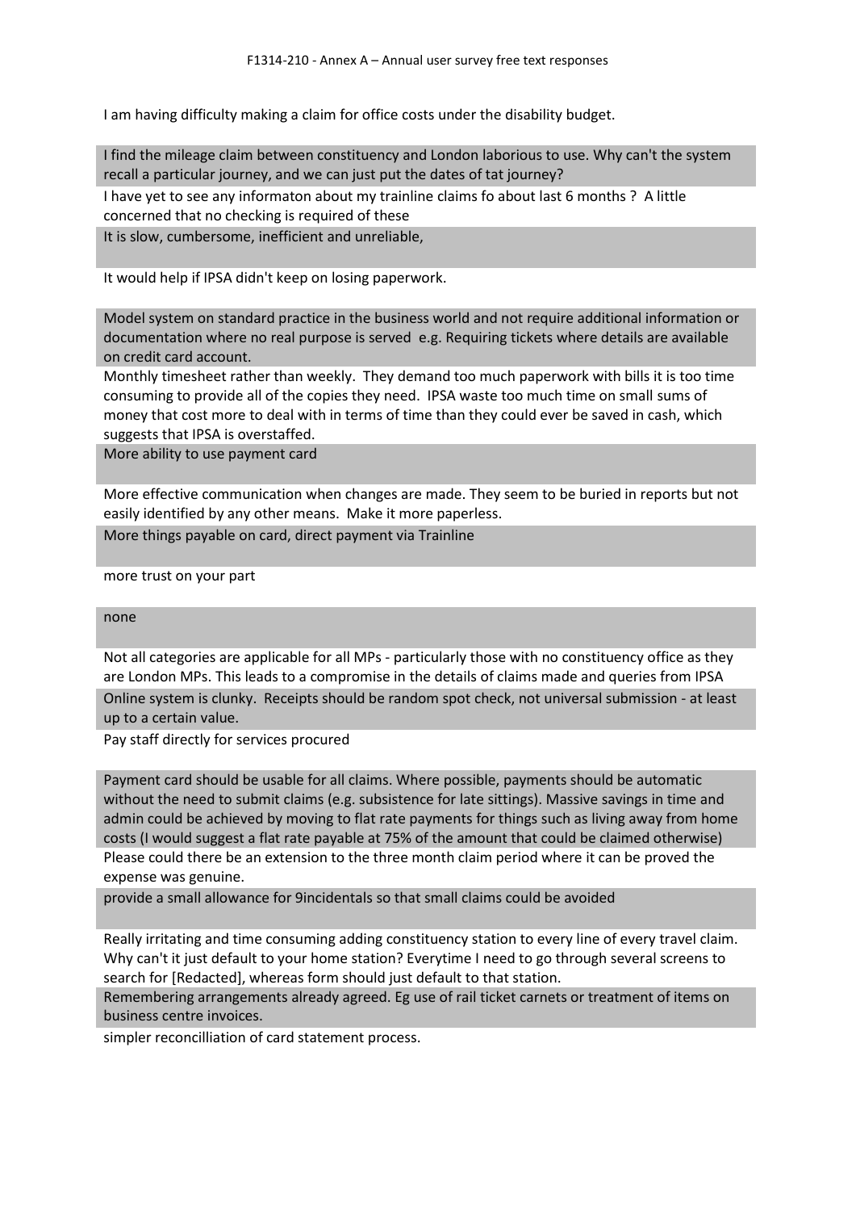I am having difficulty making a claim for office costs under the disability budget.

I find the mileage claim between constituency and London laborious to use. Why can't the system recall a particular journey, and we can just put the dates of tat journey?

I have yet to see any informaton about my trainline claims fo about last 6 months ? A little concerned that no checking is required of these

It is slow, cumbersome, inefficient and unreliable,

It would help if IPSA didn't keep on losing paperwork.

Model system on standard practice in the business world and not require additional information or documentation where no real purpose is served e.g. Requiring tickets where details are available on credit card account.

Monthly timesheet rather than weekly. They demand too much paperwork with bills it is too time consuming to provide all of the copies they need. IPSA waste too much time on small sums of money that cost more to deal with in terms of time than they could ever be saved in cash, which suggests that IPSA is overstaffed.

More ability to use payment card

More effective communication when changes are made. They seem to be buried in reports but not easily identified by any other means. Make it more paperless.

More things payable on card, direct payment via Trainline

more trust on your part

none

Not all categories are applicable for all MPs - particularly those with no constituency office as they are London MPs. This leads to a compromise in the details of claims made and queries from IPSA

Online system is clunky. Receipts should be random spot check, not universal submission - at least up to a certain value.

Pay staff directly for services procured

Payment card should be usable for all claims. Where possible, payments should be automatic without the need to submit claims (e.g. subsistence for late sittings). Massive savings in time and admin could be achieved by moving to flat rate payments for things such as living away from home costs (I would suggest a flat rate payable at 75% of the amount that could be claimed otherwise)

Please could there be an extension to the three month claim period where it can be proved the expense was genuine.

provide a small allowance for 9incidentals so that small claims could be avoided

Really irritating and time consuming adding constituency station to every line of every travel claim. Why can't it just default to your home station? Everytime I need to go through several screens to search for [Redacted], whereas form should just default to that station.

Remembering arrangements already agreed. Eg use of rail ticket carnets or treatment of items on business centre invoices.

simpler reconcilliation of card statement process.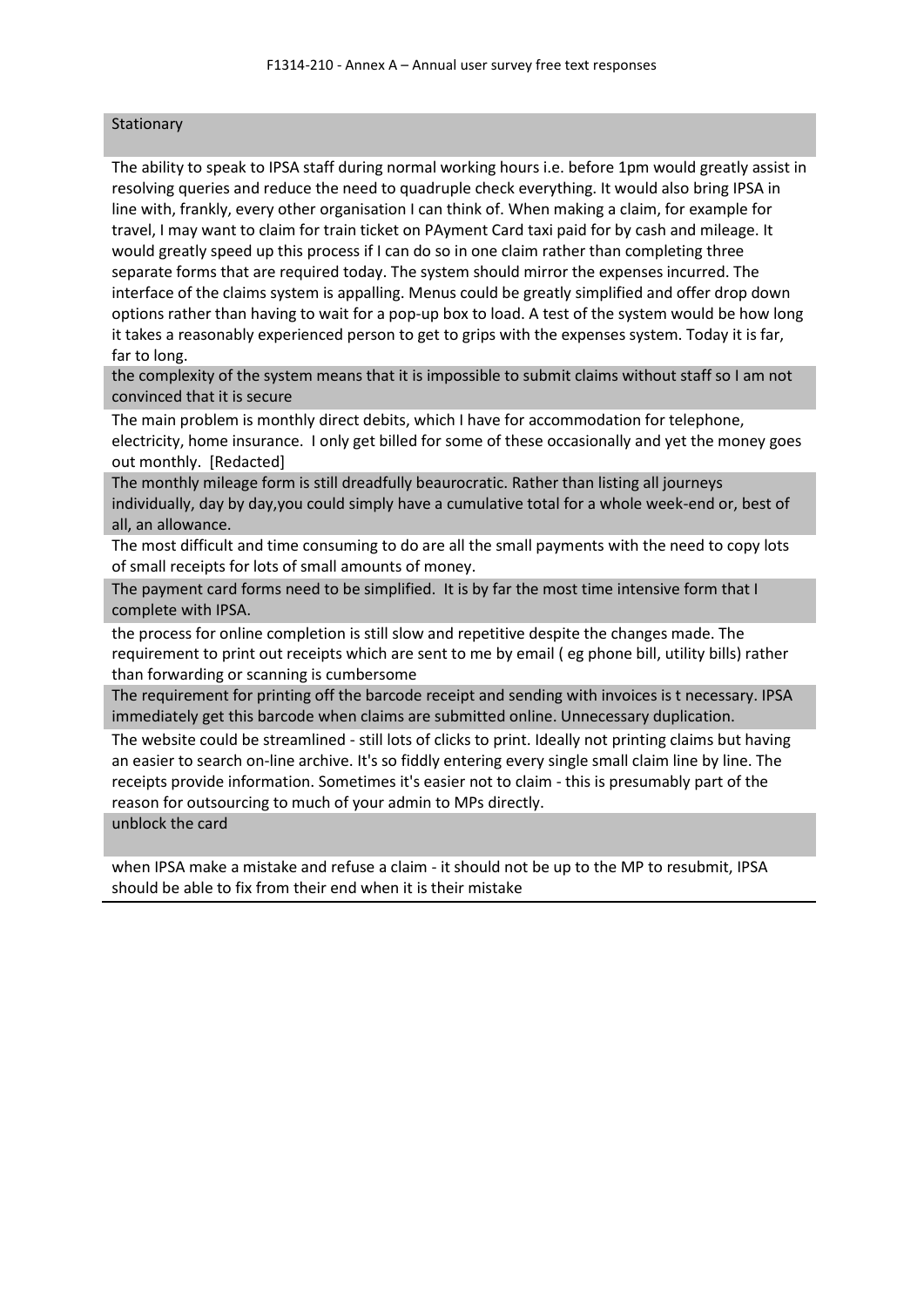| |
|---|
| Stationary |
| The ability to speak to IPSA staff during normal working hours i.e. before 1pm would greatly assist in resolving queries and reduce the need to quadruple check everything. It would also bring IPSA in line with, frankly, every other organisation I can think of. When making a claim, for example for travel, I may want to claim for train ticket on PAyment Card taxi paid for by cash and mileage. It would greatly speed up this process if I can do so in one claim rather than completing three separate forms that are required today. The system should mirror the expenses incurred. The interface of the claims system is appalling. Menus could be greatly simplified and offer drop down options rather than having to wait for a pop-up box to load. A test of the system would be how long it takes a reasonably experienced person to get to grips with the expenses system. Today it is far, far to long. |
| the complexity of the system means that it is impossible to submit claims without staff so I am not convinced that it is secure |
| The main problem is monthly direct debits, which I have for accommodation for telephone, electricity, home insurance. I only get billed for some of these occasionally and yet the money goes out monthly. [Redacted] |
| The monthly mileage form is still dreadfully beaurocratic. Rather than listing all journeys individually, day by day,you could simply have a cumulative total for a whole week-end or, best of all, an allowance. |
| The most difficult and time consuming to do are all the small payments with the need to copy lots of small receipts for lots of small amounts of money. |
| The payment card forms need to be simplified. It is by far the most time intensive form that I complete with IPSA. |
| the process for online completion is still slow and repetitive despite the changes made. The requirement to print out receipts which are sent to me by email ( eg phone bill, utility bills) rather than forwarding or scanning is cumbersome |
| The requirement for printing off the barcode receipt and sending with invoices is t necessary. IPSA immediately get this barcode when claims are submitted online. Unnecessary duplication. |
| The website could be streamlined - still lots of clicks to print. Ideally not printing claims but having an easier to search on-line archive. It's so fiddly entering every single small claim line by line. The receipts provide information. Sometimes it's easier not to claim - this is presumably part of the reason for outsourcing to much of your admin to MPs directly. |
| unblock the card |
| when IPSA make a mistake and refuse a claim - it should not be up to the MP to resubmit, IPSA should be able to fix from their end when it is their mistake |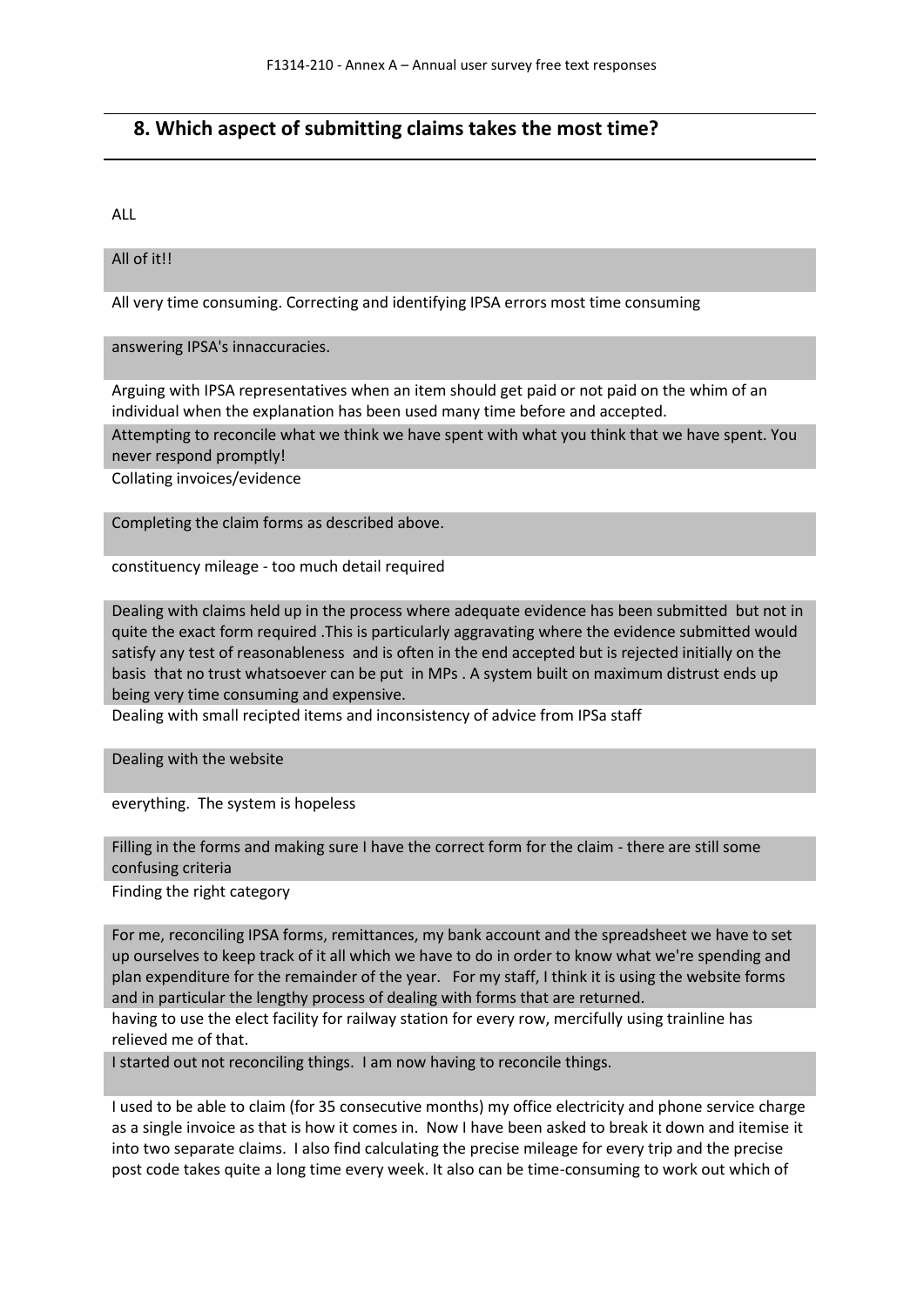## 8. Which aspect of submitting claims takes the most time?

ALL

All of it!!

All very time consuming. Correcting and identifying IPSA errors most time consuming

answering IPSA's innaccuracies.

Arguing with IPSA representatives when an item should get paid or not paid on the whim of an individual when the explanation has been used many time before and accepted.

Attempting to reconcile what we think we have spent with what you think that we have spent. You never respond promptly!

Collating invoices/evidence

Completing the claim forms as described above.

constituency mileage - too much detail required

Dealing with claims held up in the process where adequate evidence has been submitted but not in quite the exact form required .This is particularly aggravating where the evidence submitted would satisfy any test of reasonableness and is often in the end accepted but is rejected initially on the basis that no trust whatsoever can be put in MPs . A system built on maximum distrust ends up being very time consuming and expensive.

Dealing with small recipted items and inconsistency of advice from IPSa staff

Dealing with the website

everything. The system is hopeless

Filling in the forms and making sure I have the correct form for the claim - there are still some confusing criteria

Finding the right category

For me, reconciling IPSA forms, remittances, my bank account and the spreadsheet we have to set up ourselves to keep track of it all which we have to do in order to know what we're spending and plan expenditure for the remainder of the year. For my staff, I think it is using the website forms and in particular the lengthy process of dealing with forms that are returned.

having to use the elect facility for railway station for every row, mercifully using trainline has relieved me of that.

I started out not reconciling things. I am now having to reconcile things.

I used to be able to claim (for 35 consecutive months) my office electricity and phone service charge as a single invoice as that is how it comes in. Now I have been asked to break it down and itemise it into two separate claims. I also find calculating the precise mileage for every trip and the precise post code takes quite a long time every week. It also can be time-consuming to work out which of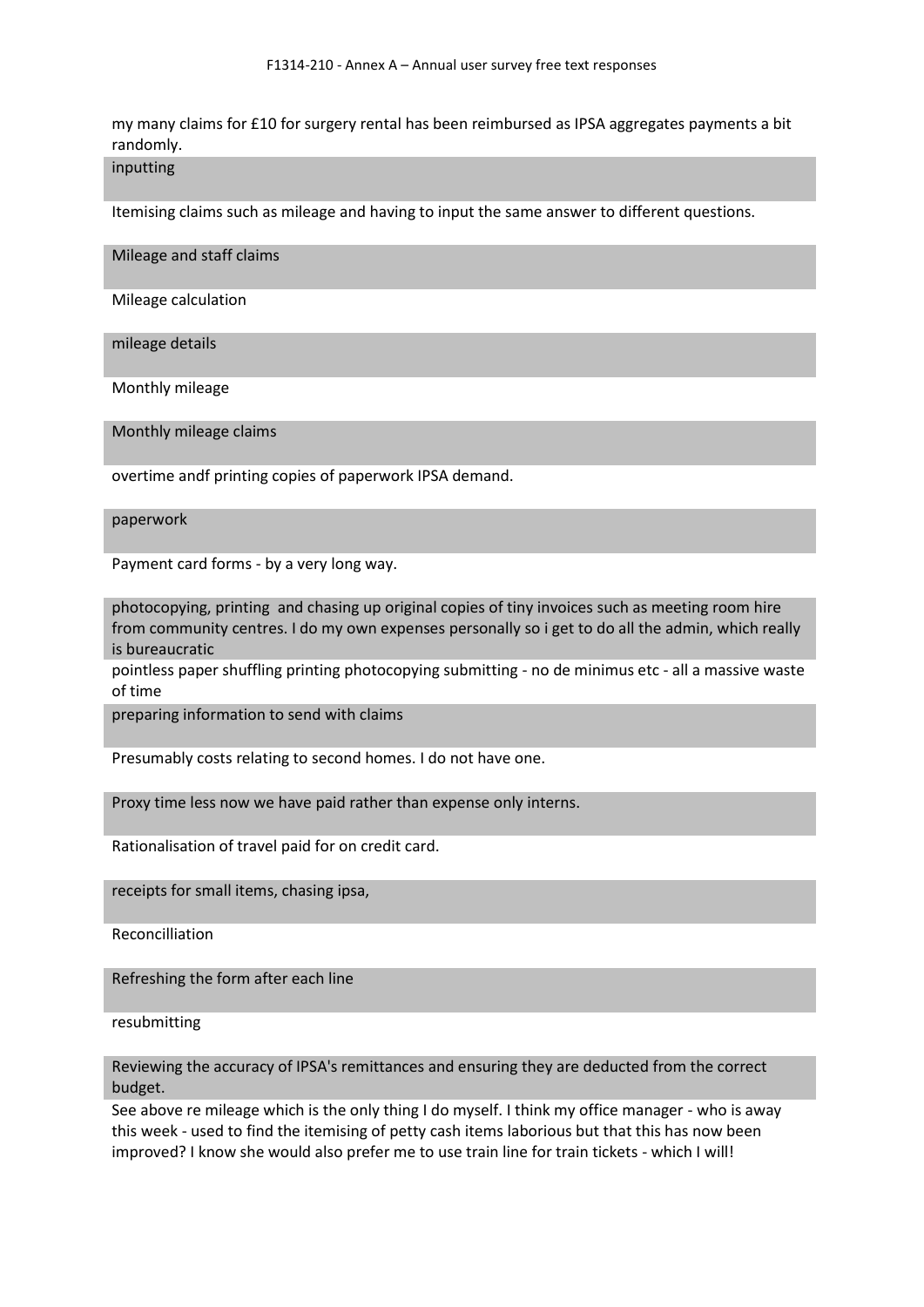my many claims for £10 for surgery rental has been reimbursed as IPSA aggregates payments a bit randomly.

inputting

Itemising claims such as mileage and having to input the same answer to different questions.

Mileage and staff claims

Mileage calculation

mileage details

Monthly mileage

Monthly mileage claims

overtime andf printing copies of paperwork IPSA demand.

paperwork

Payment card forms - by a very long way.

photocopying, printing and chasing up original copies of tiny invoices such as meeting room hire from community centres. I do my own expenses personally so i get to do all the admin, which really is bureaucratic

pointless paper shuffling printing photocopying submitting - no de minimus etc - all a massive waste of time

preparing information to send with claims

Presumably costs relating to second homes. I do not have one.

Proxy time less now we have paid rather than expense only interns.

Rationalisation of travel paid for on credit card.

receipts for small items, chasing ipsa,

Reconcilliation

Refreshing the form after each line

resubmitting

Reviewing the accuracy of IPSA's remittances and ensuring they are deducted from the correct budget.

See above re mileage which is the only thing I do myself. I think my office manager - who is away this week - used to find the itemising of petty cash items laborious but that this has now been improved? I know she would also prefer me to use train line for train tickets - which I will!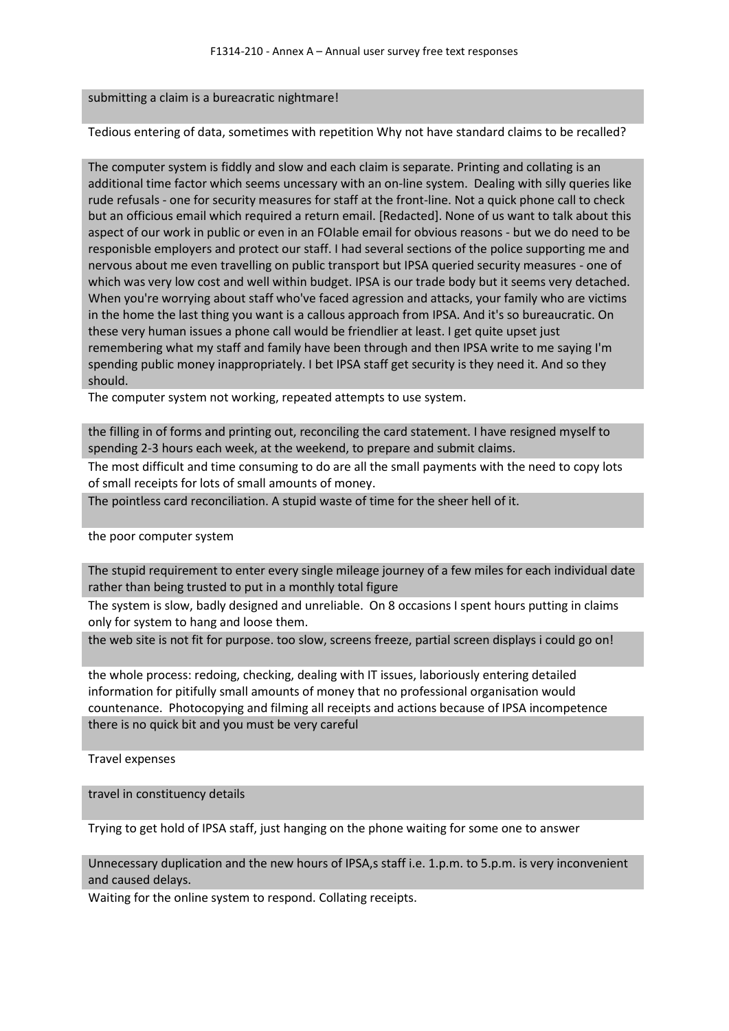submitting a claim is a bureacratic nightmare!

Tedious entering of data, sometimes with repetition Why not have standard claims to be recalled?

The computer system is fiddly and slow and each claim is separate. Printing and collating is an additional time factor which seems uncessary with an on-line system. Dealing with silly queries like rude refusals - one for security measures for staff at the front-line. Not a quick phone call to check but an officious email which required a return email. [Redacted]. None of us want to talk about this aspect of our work in public or even in an FOIable email for obvious reasons - but we do need to be responisble employers and protect our staff. I had several sections of the police supporting me and nervous about me even travelling on public transport but IPSA queried security measures - one of which was very low cost and well within budget. IPSA is our trade body but it seems very detached. When you're worrying about staff who've faced agression and attacks, your family who are victims in the home the last thing you want is a callous approach from IPSA. And it's so bureaucratic. On these very human issues a phone call would be friendlier at least. I get quite upset just remembering what my staff and family have been through and then IPSA write to me saying I'm spending public money inappropriately. I bet IPSA staff get security is they need it. And so they should.

The computer system not working, repeated attempts to use system.

the filling in of forms and printing out, reconciling the card statement. I have resigned myself to spending 2-3 hours each week, at the weekend, to prepare and submit claims.

The most difficult and time consuming to do are all the small payments with the need to copy lots of small receipts for lots of small amounts of money.

The pointless card reconciliation. A stupid waste of time for the sheer hell of it.

the poor computer system

The stupid requirement to enter every single mileage journey of a few miles for each individual date rather than being trusted to put in a monthly total figure

The system is slow, badly designed and unreliable. On 8 occasions I spent hours putting in claims only for system to hang and loose them.

the web site is not fit for purpose. too slow, screens freeze, partial screen displays i could go on!

the whole process: redoing, checking, dealing with IT issues, laboriously entering detailed information for pitifully small amounts of money that no professional organisation would countenance. Photocopying and filming all receipts and actions because of IPSA incompetence

there is no quick bit and you must be very careful

Travel expenses

travel in constituency details

Trying to get hold of IPSA staff, just hanging on the phone waiting for some one to answer

Unnecessary duplication and the new hours of IPSA,s staff i.e. 1.p.m. to 5.p.m. is very inconvenient and caused delays.

Waiting for the online system to respond. Collating receipts.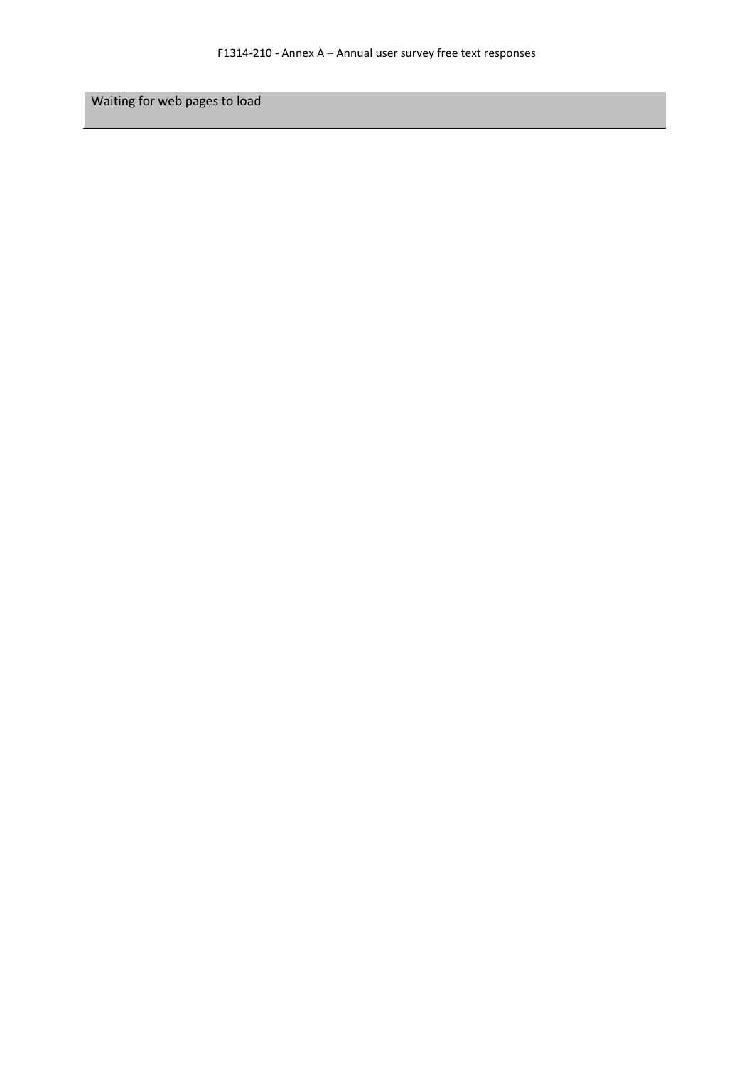| Waiting for web pages to load |
|---|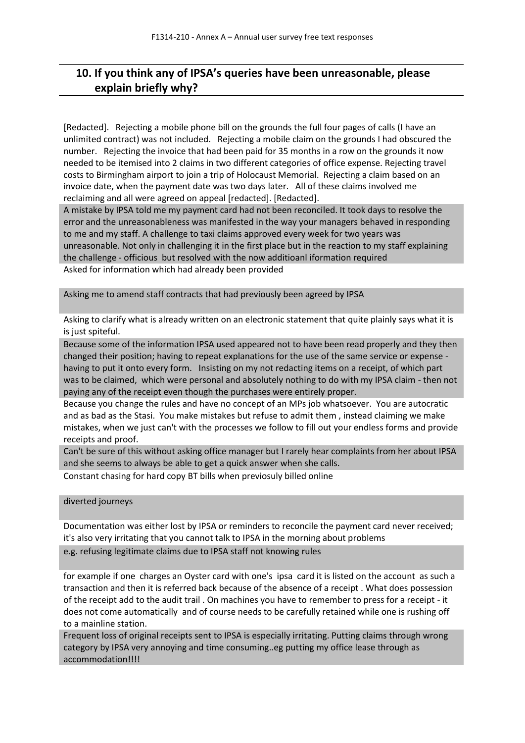## 10. If you think any of IPSA's queries have been unreasonable, please explain briefly why?

[Redacted]. Rejecting a mobile phone bill on the grounds the full four pages of calls (I have an unlimited contract) was not included. Rejecting a mobile claim on the grounds I had obscured the number. Rejecting the invoice that had been paid for 35 months in a row on the grounds it now needed to be itemised into 2 claims in two different categories of office expense. Rejecting travel costs to Birmingham airport to join a trip of Holocaust Memorial. Rejecting a claim based on an invoice date, when the payment date was two days later. All of these claims involved me reclaiming and all were agreed on appeal [redacted]. [Redacted].

A mistake by IPSA told me my payment card had not been reconciled. It took days to resolve the error and the unreasonableness was manifested in the way your managers behaved in responding to me and my staff. A challenge to taxi claims approved every week for two years was unreasonable. Not only in challenging it in the first place but in the reaction to my staff explaining the challenge - officious but resolved with the now additioanl iformation required

Asked for information which had already been provided

Asking me to amend staff contracts that had previously been agreed by IPSA

Asking to clarify what is already written on an electronic statement that quite plainly says what it is is just spiteful.

Because some of the information IPSA used appeared not to have been read properly and they then changed their position; having to repeat explanations for the use of the same service or expense - having to put it onto every form. Insisting on my not redacting items on a receipt, of which part was to be claimed, which were personal and absolutely nothing to do with my IPSA claim - then not paying any of the receipt even though the purchases were entirely proper.

Because you change the rules and have no concept of an MPs job whatsoever. You are autocratic and as bad as the Stasi. You make mistakes but refuse to admit them , instead claiming we make mistakes, when we just can't with the processes we follow to fill out your endless forms and provide receipts and proof.

Can't be sure of this without asking office manager but I rarely hear complaints from her about IPSA and she seems to always be able to get a quick answer when she calls.

Constant chasing for hard copy BT bills when previosuly billed online

diverted journeys

Documentation was either lost by IPSA or reminders to reconcile the payment card never received; it's also very irritating that you cannot talk to IPSA in the morning about problems

e.g. refusing legitimate claims due to IPSA staff not knowing rules

for example if one charges an Oyster card with one's ipsa card it is listed on the account as such a transaction and then it is referred back because of the absence of a receipt . What does possession of the receipt add to the audit trail . On machines you have to remember to press for a receipt - it does not come automatically and of course needs to be carefully retained while one is rushing off to a mainline station.

Frequent loss of original receipts sent to IPSA is especially irritating. Putting claims through wrong category by IPSA very annoying and time consuming..eg putting my office lease through as accommodation!!!!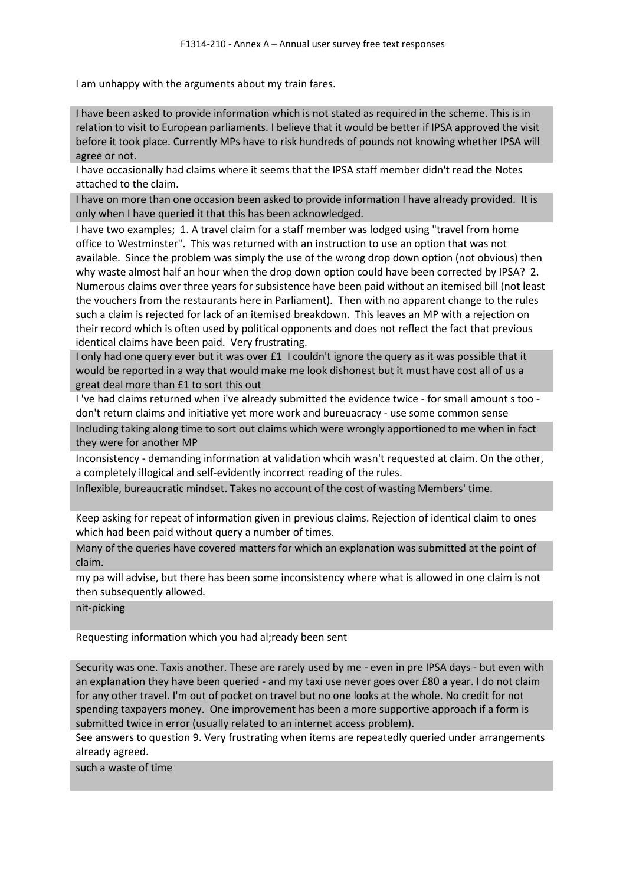I am unhappy with the arguments about my train fares.

I have been asked to provide information which is not stated as required in the scheme. This is in relation to visit to European parliaments. I believe that it would be better if IPSA approved the visit before it took place. Currently MPs have to risk hundreds of pounds not knowing whether IPSA will agree or not.

I have occasionally had claims where it seems that the IPSA staff member didn't read the Notes attached to the claim.

I have on more than one occasion been asked to provide information I have already provided. It is only when I have queried it that this has been acknowledged.

I have two examples; 1. A travel claim for a staff member was lodged using "travel from home office to Westminster". This was returned with an instruction to use an option that was not available. Since the problem was simply the use of the wrong drop down option (not obvious) then why waste almost half an hour when the drop down option could have been corrected by IPSA? 2. Numerous claims over three years for subsistence have been paid without an itemised bill (not least the vouchers from the restaurants here in Parliament). Then with no apparent change to the rules such a claim is rejected for lack of an itemised breakdown. This leaves an MP with a rejection on their record which is often used by political opponents and does not reflect the fact that previous identical claims have been paid. Very frustrating.

I only had one query ever but it was over £1 I couldn't ignore the query as it was possible that it would be reported in a way that would make me look dishonest but it must have cost all of us a great deal more than £1 to sort this out

I 've had claims returned when i've already submitted the evidence twice - for small amount s too - don't return claims and initiative yet more work and bureuacracy - use some common sense

Including taking along time to sort out claims which were wrongly apportioned to me when in fact they were for another MP

Inconsistency - demanding information at validation whcih wasn't requested at claim. On the other, a completely illogical and self-evidently incorrect reading of the rules.

Inflexible, bureaucratic mindset. Takes no account of the cost of wasting Members' time.

Keep asking for repeat of information given in previous claims. Rejection of identical claim to ones which had been paid without query a number of times.

Many of the queries have covered matters for which an explanation was submitted at the point of claim.

my pa will advise, but there has been some inconsistency where what is allowed in one claim is not then subsequently allowed.

nit-picking

Requesting information which you had al;ready been sent

Security was one. Taxis another. These are rarely used by me - even in pre IPSA days - but even with an explanation they have been queried - and my taxi use never goes over £80 a year. I do not claim for any other travel. I'm out of pocket on travel but no one looks at the whole. No credit for not spending taxpayers money. One improvement has been a more supportive approach if a form is submitted twice in error (usually related to an internet access problem).

See answers to question 9. Very frustrating when items are repeatedly queried under arrangements already agreed.

such a waste of time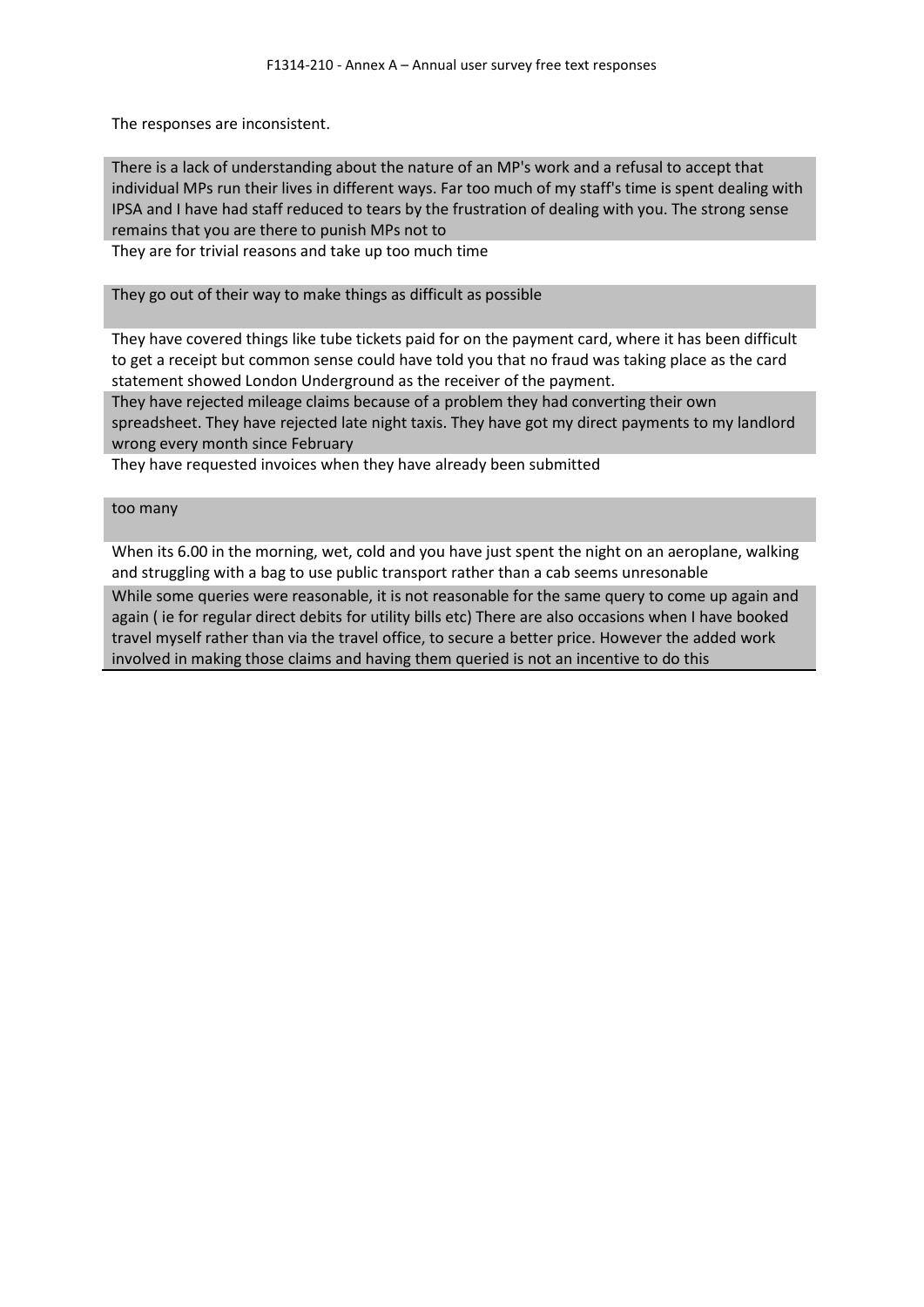The responses are inconsistent.

There is a lack of understanding about the nature of an MP's work and a refusal to accept that individual MPs run their lives in different ways. Far too much of my staff's time is spent dealing with IPSA and I have had staff reduced to tears by the frustration of dealing with you. The strong sense remains that you are there to punish MPs not to

They are for trivial reasons and take up too much time

They go out of their way to make things as difficult as possible

They have covered things like tube tickets paid for on the payment card, where it has been difficult to get a receipt but common sense could have told you that no fraud was taking place as the card statement showed London Underground as the receiver of the payment.

They have rejected mileage claims because of a problem they had converting their own spreadsheet. They have rejected late night taxis. They have got my direct payments to my landlord wrong every month since February

They have requested invoices when they have already been submitted

too many

When its 6.00 in the morning, wet, cold and you have just spent the night on an aeroplane, walking and struggling with a bag to use public transport rather than a cab seems unresonable

While some queries were reasonable, it is not reasonable for the same query to come up again and again ( ie for regular direct debits for utility bills etc) There are also occasions when I have booked travel myself rather than via the travel office, to secure a better price. However the added work involved in making those claims and having them queried is not an incentive to do this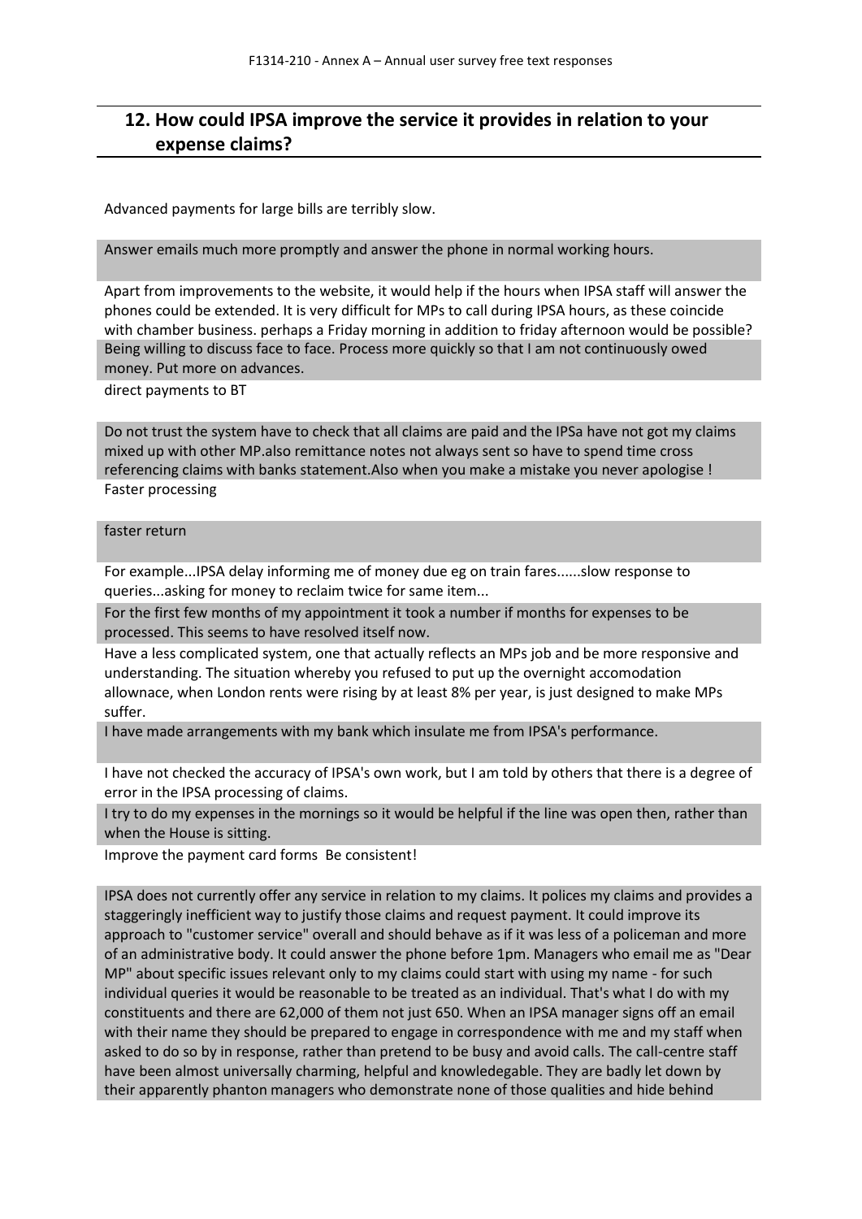## 12. How could IPSA improve the service it provides in relation to your expense claims?

Advanced payments for large bills are terribly slow.

Answer emails much more promptly and answer the phone in normal working hours.

Apart from improvements to the website, it would help if the hours when IPSA staff will answer the phones could be extended. It is very difficult for MPs to call during IPSA hours, as these coincide with chamber business. perhaps a Friday morning in addition to friday afternoon would be possible?

Being willing to discuss face to face. Process more quickly so that I am not continuously owed money. Put more on advances.

direct payments to BT

Do not trust the system have to check that all claims are paid and the IPSa have not got my claims mixed up with other MP.also remittance notes not always sent so have to spend time cross referencing claims with banks statement.Also when you make a mistake you never apologise !

Faster processing

faster return

For example...IPSA delay informing me of money due eg on train fares......slow response to queries...asking for money to reclaim twice for same item...

For the first few months of my appointment it took a number if months for expenses to be processed. This seems to have resolved itself now.

Have a less complicated system, one that actually reflects an MPs job and be more responsive and understanding. The situation whereby you refused to put up the overnight accomodation allownace, when London rents were rising by at least 8% per year, is just designed to make MPs suffer.

I have made arrangements with my bank which insulate me from IPSA's performance.

I have not checked the accuracy of IPSA's own work, but I am told by others that there is a degree of error in the IPSA processing of claims.

I try to do my expenses in the mornings so it would be helpful if the line was open then, rather than when the House is sitting.

Improve the payment card forms  Be consistent!

IPSA does not currently offer any service in relation to my claims. It polices my claims and provides a staggeringly inefficient way to justify those claims and request payment. It could improve its approach to "customer service" overall and should behave as if it was less of a policeman and more of an administrative body. It could answer the phone before 1pm. Managers who email me as "Dear MP" about specific issues relevant only to my claims could start with using my name - for such individual queries it would be reasonable to be treated as an individual. That's what I do with my constituents and there are 62,000 of them not just 650. When an IPSA manager signs off an email with their name they should be prepared to engage in correspondence with me and my staff when asked to do so by in response, rather than pretend to be busy and avoid calls. The call-centre staff have been almost universally charming, helpful and knowledegable. They are badly let down by their apparently phanton managers who demonstrate none of those qualities and hide behind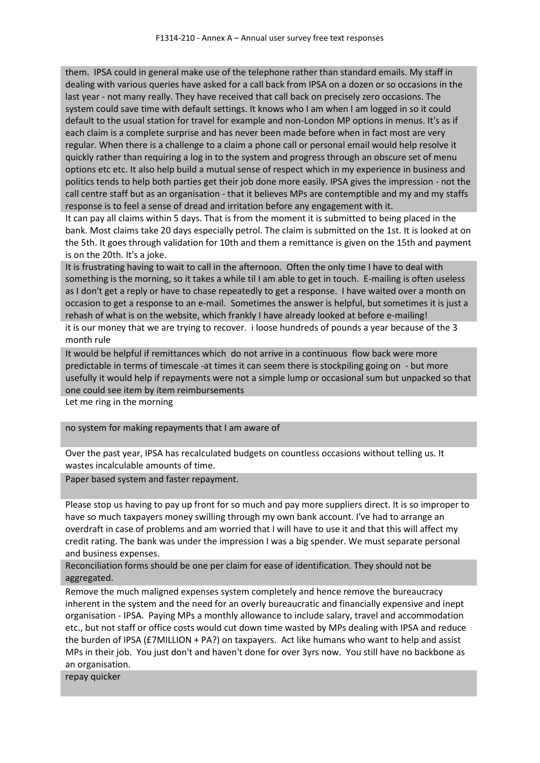them. IPSA could in general make use of the telephone rather than standard emails. My staff in dealing with various queries have asked for a call back from IPSA on a dozen or so occasions in the last year - not many really. They have received that call back on precisely zero occasions. The system could save time with default settings. It knows who I am when I am logged in so it could default to the usual station for travel for example and non-London MP options in menus. It's as if each claim is a complete surprise and has never been made before when in fact most are very regular. When there is a challenge to a claim a phone call or personal email would help resolve it quickly rather than requiring a log in to the system and progress through an obscure set of menu options etc etc. It also help build a mutual sense of respect which in my experience in business and politics tends to help both parties get their job done more easily. IPSA gives the impression - not the call centre staff but as an organisation - that it believes MPs are contemptible and my and my staffs response is to feel a sense of dread and irritation before any engagement with it.

It can pay all claims within 5 days. That is from the moment it is submitted to being placed in the bank. Most claims take 20 days especially petrol. The claim is submitted on the 1st. It is looked at on the 5th. It goes through validation for 10th and them a remittance is given on the 15th and payment is on the 20th. It's a joke.

It is frustrating having to wait to call in the afternoon. Often the only time I have to deal with something is the morning, so it takes a while til I am able to get in touch. E-mailing is often useless as I don't get a reply or have to chase repeatedly to get a response. I have waited over a month on occasion to get a response to an e-mail. Sometimes the answer is helpful, but sometimes it is just a rehash of what is on the website, which frankly I have already looked at before e-mailing!

it is our money that we are trying to recover. i loose hundreds of pounds a year because of the 3 month rule

It would be helpful if remittances which do not arrive in a continuous flow back were more predictable in terms of timescale -at times it can seem there is stockpiling going on - but more usefully it would help if repayments were not a simple lump or occasional sum but unpacked so that one could see item by item reimbursements

Let me ring in the morning

no system for making repayments that I am aware of

Over the past year, IPSA has recalculated budgets on countless occasions without telling us. It wastes incalculable amounts of time.

Paper based system and faster repayment.

Please stop us having to pay up front for so much and pay more suppliers direct. It is so improper to have so much taxpayers money swilling through my own bank account. I've had to arrange an overdraft in case of problems and am worried that I will have to use it and that this will affect my credit rating. The bank was under the impression I was a big spender. We must separate personal and business expenses.

Reconciliation forms should be one per claim for ease of identification. They should not be aggregated.

Remove the much maligned expenses system completely and hence remove the bureaucracy inherent in the system and the need for an overly bureaucratic and financially expensive and inept organisation - IPSA. Paying MPs a monthly allowance to include salary, travel and accommodation etc., but not staff or office costs would cut down time wasted by MPs dealing with IPSA and reduce the burden of IPSA (£7MILLION + PA?) on taxpayers. Act like humans who want to help and assist MPs in their job. You just don't and haven't done for over 3yrs now. You still have no backbone as an organisation.

repay quicker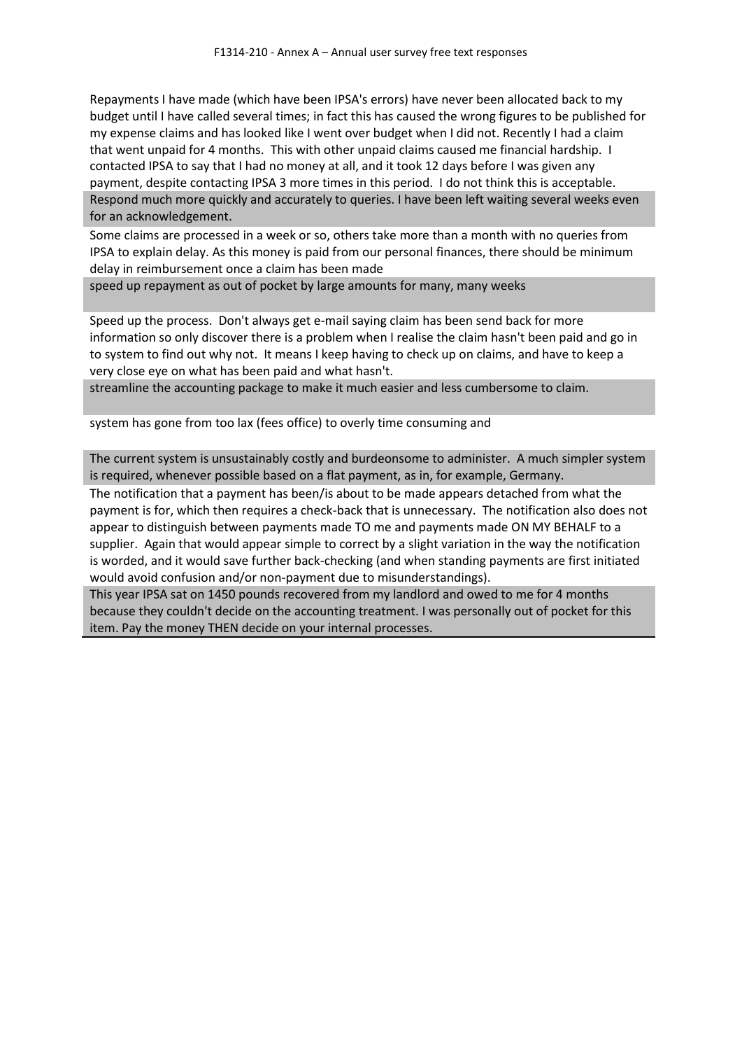Repayments I have made (which have been IPSA's errors) have never been allocated back to my budget until I have called several times; in fact this has caused the wrong figures to be published for my expense claims and has looked like I went over budget when I did not. Recently I had a claim that went unpaid for 4 months. This with other unpaid claims caused me financial hardship. I contacted IPSA to say that I had no money at all, and it took 12 days before I was given any payment, despite contacting IPSA 3 more times in this period. I do not think this is acceptable.

Respond much more quickly and accurately to queries. I have been left waiting several weeks even for an acknowledgement.

Some claims are processed in a week or so, others take more than a month with no queries from IPSA to explain delay. As this money is paid from our personal finances, there should be minimum delay in reimbursement once a claim has been made

speed up repayment as out of pocket by large amounts for many, many weeks

Speed up the process. Don't always get e-mail saying claim has been send back for more information so only discover there is a problem when I realise the claim hasn't been paid and go in to system to find out why not. It means I keep having to check up on claims, and have to keep a very close eye on what has been paid and what hasn't.

streamline the accounting package to make it much easier and less cumbersome to claim.

system has gone from too lax (fees office) to overly time consuming and

The current system is unsustainably costly and burdeonsome to administer. A much simpler system is required, whenever possible based on a flat payment, as in, for example, Germany.

The notification that a payment has been/is about to be made appears detached from what the payment is for, which then requires a check-back that is unnecessary. The notification also does not appear to distinguish between payments made TO me and payments made ON MY BEHALF to a supplier. Again that would appear simple to correct by a slight variation in the way the notification is worded, and it would save further back-checking (and when standing payments are first initiated would avoid confusion and/or non-payment due to misunderstandings).

This year IPSA sat on 1450 pounds recovered from my landlord and owed to me for 4 months because they couldn't decide on the accounting treatment. I was personally out of pocket for this item. Pay the money THEN decide on your internal processes.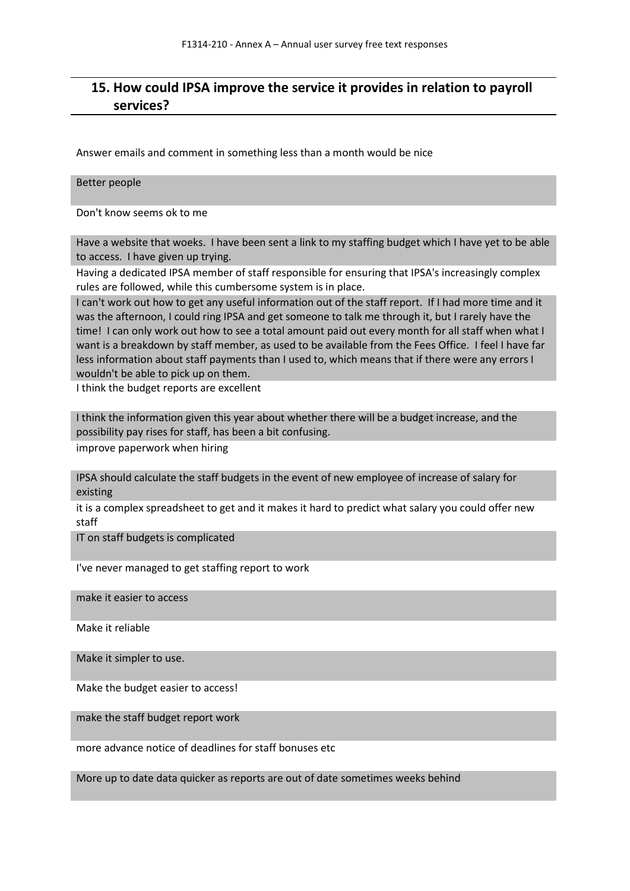## 15. How could IPSA improve the service it provides in relation to payroll services?

Answer emails and comment in something less than a month would be nice

Better people

Don't know seems ok to me

Have a website that woeks. I have been sent a link to my staffing budget which I have yet to be able to access. I have given up trying.

Having a dedicated IPSA member of staff responsible for ensuring that IPSA's increasingly complex rules are followed, while this cumbersome system is in place.

I can't work out how to get any useful information out of the staff report. If I had more time and it was the afternoon, I could ring IPSA and get someone to talk me through it, but I rarely have the time! I can only work out how to see a total amount paid out every month for all staff when what I want is a breakdown by staff member, as used to be available from the Fees Office. I feel I have far less information about staff payments than I used to, which means that if there were any errors I wouldn't be able to pick up on them.

I think the budget reports are excellent

I think the information given this year about whether there will be a budget increase, and the possibility pay rises for staff, has been a bit confusing.

improve paperwork when hiring

IPSA should calculate the staff budgets in the event of new employee of increase of salary for existing

it is a complex spreadsheet to get and it makes it hard to predict what salary you could offer new staff

IT on staff budgets is complicated

I've never managed to get staffing report to work

make it easier to access

Make it reliable

Make it simpler to use.

Make the budget easier to access!

make the staff budget report work

more advance notice of deadlines for staff bonuses etc

More up to date data quicker as reports are out of date sometimes weeks behind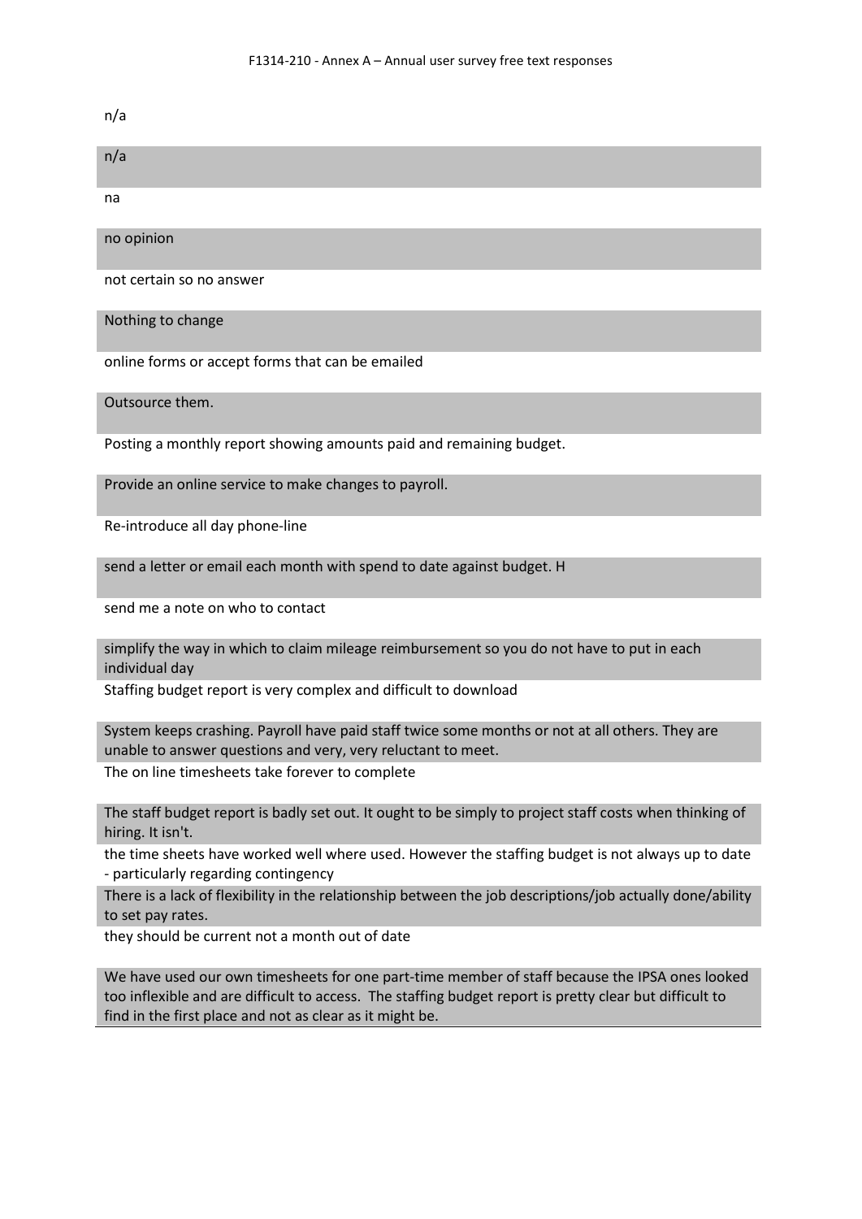n/a

n/a

na

no opinion

not certain so no answer

Nothing to change

online forms or accept forms that can be emailed

Outsource them.

Posting a monthly report showing amounts paid and remaining budget.

Provide an online service to make changes to payroll.

Re-introduce all day phone-line

send a letter or email each month with spend to date against budget. H

send me a note on who to contact

simplify the way in which to claim mileage reimbursement so you do not have to put in each individual day

Staffing budget report is very complex and difficult to download

System keeps crashing. Payroll have paid staff twice some months or not at all others. They are unable to answer questions and very, very reluctant to meet.

The on line timesheets take forever to complete

The staff budget report is badly set out. It ought to be simply to project staff costs when thinking of hiring. It isn't.

the time sheets have worked well where used. However the staffing budget is not always up to date - particularly regarding contingency

There is a lack of flexibility in the relationship between the job descriptions/job actually done/ability to set pay rates.

they should be current not a month out of date

We have used our own timesheets for one part-time member of staff because the IPSA ones looked too inflexible and are difficult to access. The staffing budget report is pretty clear but difficult to find in the first place and not as clear as it might be.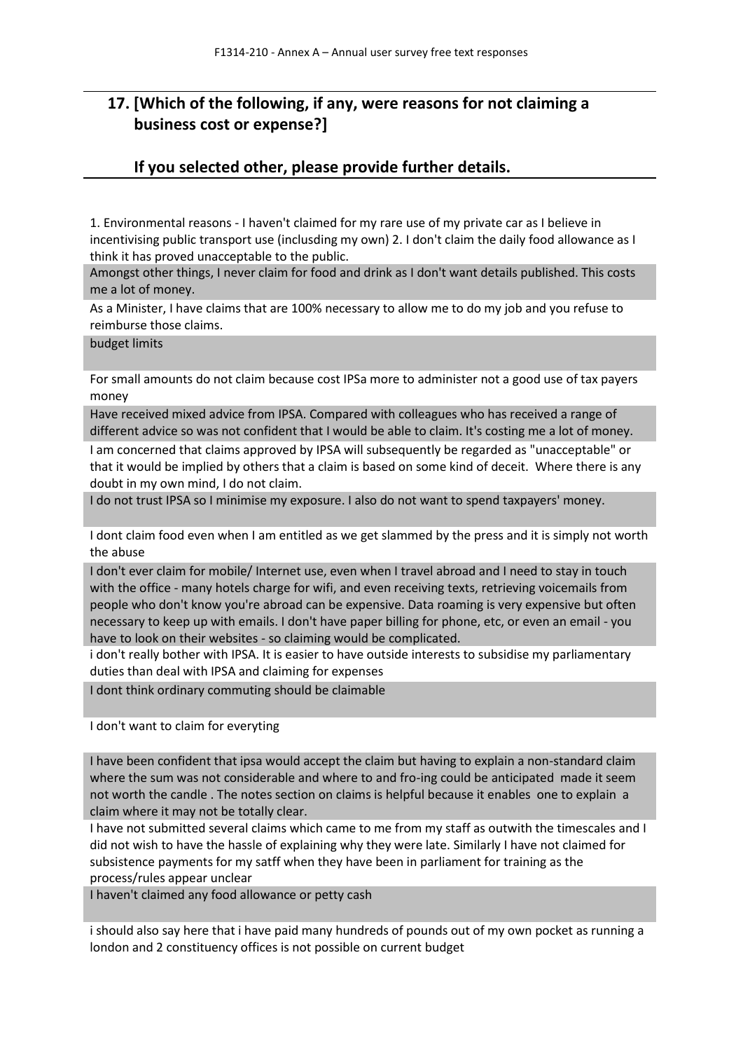## 17. [Which of the following, if any, were reasons for not claiming a business cost or expense?]

## If you selected other, please provide further details.

1. Environmental reasons - I haven't claimed for my rare use of my private car as I believe in incentivising public transport use (inclusding my own) 2. I don't claim the daily food allowance as I think it has proved unacceptable to the public.

Amongst other things, I never claim for food and drink as I don't want details published. This costs me a lot of money.

As a Minister, I have claims that are 100% necessary to allow me to do my job and you refuse to reimburse those claims.

budget limits

For small amounts do not claim because cost IPSa more to administer not a good use of tax payers money

Have received mixed advice from IPSA. Compared with colleagues who has received a range of different advice so was not confident that I would be able to claim. It's costing me a lot of money.

I am concerned that claims approved by IPSA will subsequently be regarded as "unacceptable" or that it would be implied by others that a claim is based on some kind of deceit. Where there is any doubt in my own mind, I do not claim.

I do not trust IPSA so I minimise my exposure. I also do not want to spend taxpayers' money.

I dont claim food even when I am entitled as we get slammed by the press and it is simply not worth the abuse

I don't ever claim for mobile/ Internet use, even when I travel abroad and I need to stay in touch with the office - many hotels charge for wifi, and even receiving texts, retrieving voicemails from people who don't know you're abroad can be expensive. Data roaming is very expensive but often necessary to keep up with emails. I don't have paper billing for phone, etc, or even an email - you have to look on their websites - so claiming would be complicated.

i don't really bother with IPSA. It is easier to have outside interests to subsidise my parliamentary duties than deal with IPSA and claiming for expenses

I dont think ordinary commuting should be claimable

I don't want to claim for everyting

I have been confident that ipsa would accept the claim but having to explain a non-standard claim where the sum was not considerable and where to and fro-ing could be anticipated made it seem not worth the candle . The notes section on claims is helpful because it enables one to explain a claim where it may not be totally clear.

I have not submitted several claims which came to me from my staff as outwith the timescales and I did not wish to have the hassle of explaining why they were late. Similarly I have not claimed for subsistence payments for my satff when they have been in parliament for training as the process/rules appear unclear

I haven't claimed any food allowance or petty cash

i should also say here that i have paid many hundreds of pounds out of my own pocket as running a london and 2 constituency offices is not possible on current budget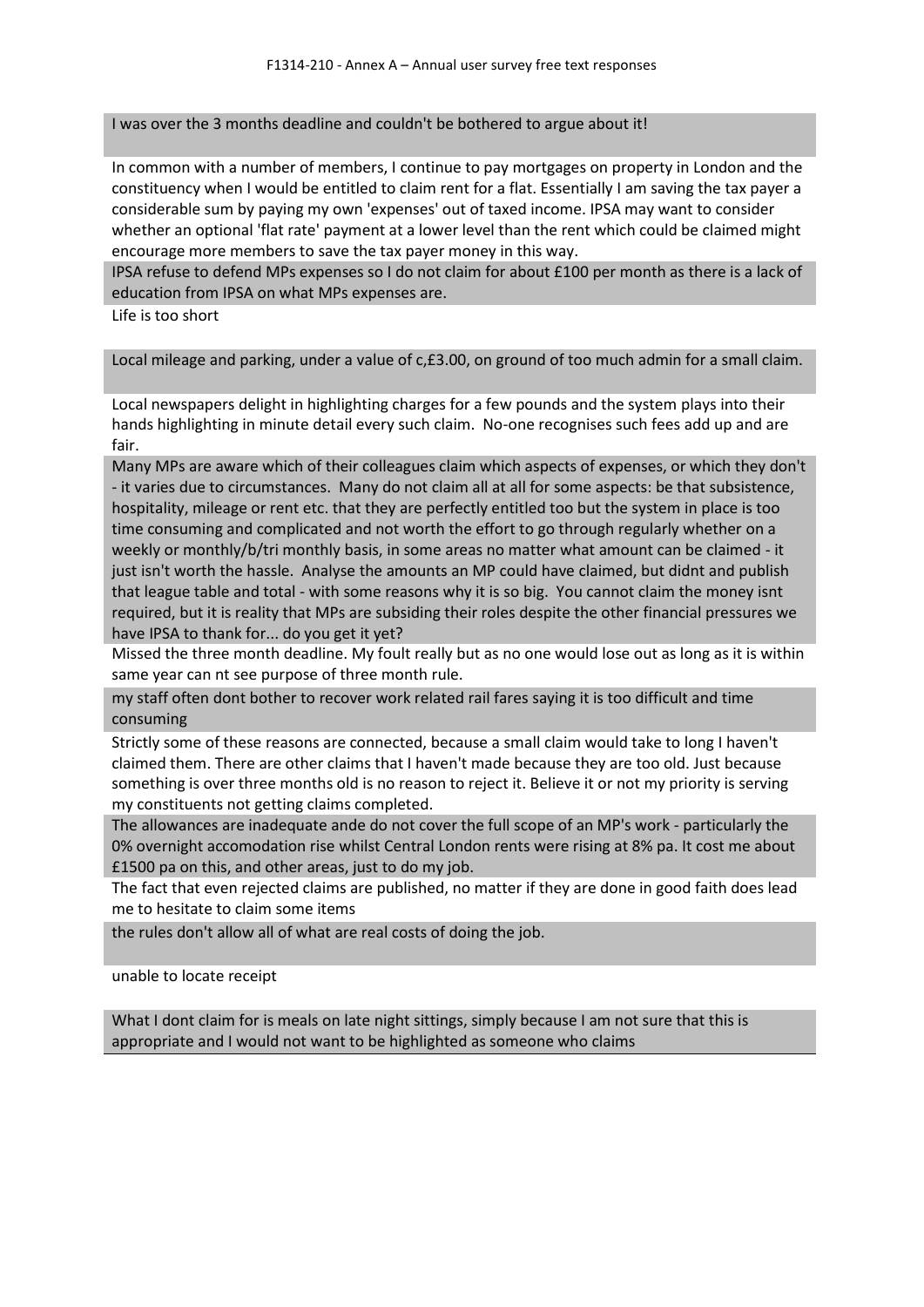I was over the 3 months deadline and couldn't be bothered to argue about it!

In common with a number of members, I continue to pay mortgages on property in London and the constituency when I would be entitled to claim rent for a flat. Essentially I am saving the tax payer a considerable sum by paying my own 'expenses' out of taxed income. IPSA may want to consider whether an optional 'flat rate' payment at a lower level than the rent which could be claimed might encourage more members to save the tax payer money in this way.

IPSA refuse to defend MPs expenses so I do not claim for about £100 per month as there is a lack of education from IPSA on what MPs expenses are.

Life is too short

Local mileage and parking, under a value of c,£3.00, on ground of too much admin for a small claim.

Local newspapers delight in highlighting charges for a few pounds and the system plays into their hands highlighting in minute detail every such claim. No-one recognises such fees add up and are fair.

Many MPs are aware which of their colleagues claim which aspects of expenses, or which they don't - it varies due to circumstances. Many do not claim all at all for some aspects: be that subsistence, hospitality, mileage or rent etc. that they are perfectly entitled too but the system in place is too time consuming and complicated and not worth the effort to go through regularly whether on a weekly or monthly/b/tri monthly basis, in some areas no matter what amount can be claimed - it just isn't worth the hassle. Analyse the amounts an MP could have claimed, but didnt and publish that league table and total - with some reasons why it is so big. You cannot claim the money isnt required, but it is reality that MPs are subsiding their roles despite the other financial pressures we have IPSA to thank for... do you get it yet?

Missed the three month deadline. My foult really but as no one would lose out as long as it is within same year can nt see purpose of three month rule.

my staff often dont bother to recover work related rail fares saying it is too difficult and time consuming

Strictly some of these reasons are connected, because a small claim would take to long I haven't claimed them. There are other claims that I haven't made because they are too old. Just because something is over three months old is no reason to reject it. Believe it or not my priority is serving my constituents not getting claims completed.

The allowances are inadequate ande do not cover the full scope of an MP's work - particularly the 0% overnight accomodation rise whilst Central London rents were rising at 8% pa. It cost me about £1500 pa on this, and other areas, just to do my job.

The fact that even rejected claims are published, no matter if they are done in good faith does lead me to hesitate to claim some items

the rules don't allow all of what are real costs of doing the job.

unable to locate receipt

What I dont claim for is meals on late night sittings, simply because I am not sure that this is appropriate and I would not want to be highlighted as someone who claims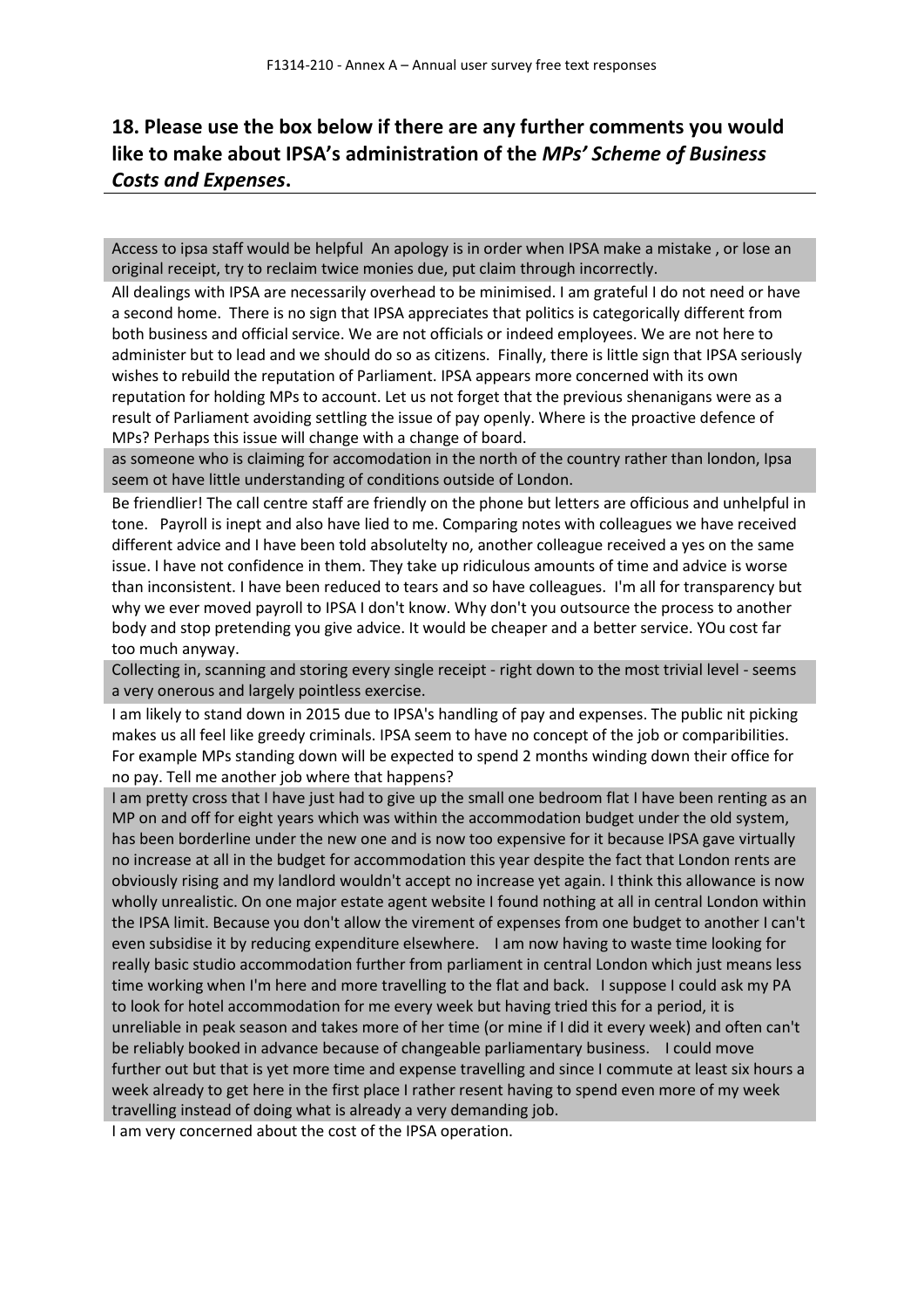## 18. Please use the box below if there are any further comments you would like to make about IPSA's administration of the *MPs' Scheme of Business Costs and Expenses*.

Access to ipsa staff would be helpful An apology is in order when IPSA make a mistake , or lose an original receipt, try to reclaim twice monies due, put claim through incorrectly.

All dealings with IPSA are necessarily overhead to be minimised. I am grateful I do not need or have a second home. There is no sign that IPSA appreciates that politics is categorically different from both business and official service. We are not officials or indeed employees. We are not here to administer but to lead and we should do so as citizens. Finally, there is little sign that IPSA seriously wishes to rebuild the reputation of Parliament. IPSA appears more concerned with its own reputation for holding MPs to account. Let us not forget that the previous shenanigans were as a result of Parliament avoiding settling the issue of pay openly. Where is the proactive defence of MPs? Perhaps this issue will change with a change of board.

as someone who is claiming for accomodation in the north of the country rather than london, Ipsa seem ot have little understanding of conditions outside of London.

Be friendlier! The call centre staff are friendly on the phone but letters are officious and unhelpful in tone. Payroll is inept and also have lied to me. Comparing notes with colleagues we have received different advice and I have been told absolutelty no, another colleague received a yes on the same issue. I have not confidence in them. They take up ridiculous amounts of time and advice is worse than inconsistent. I have been reduced to tears and so have colleagues. I'm all for transparency but why we ever moved payroll to IPSA I don't know. Why don't you outsource the process to another body and stop pretending you give advice. It would be cheaper and a better service. YOu cost far too much anyway.

Collecting in, scanning and storing every single receipt - right down to the most trivial level - seems a very onerous and largely pointless exercise.

I am likely to stand down in 2015 due to IPSA's handling of pay and expenses. The public nit picking makes us all feel like greedy criminals. IPSA seem to have no concept of the job or comparibilities. For example MPs standing down will be expected to spend 2 months winding down their office for no pay. Tell me another job where that happens?

I am pretty cross that I have just had to give up the small one bedroom flat I have been renting as an MP on and off for eight years which was within the accommodation budget under the old system, has been borderline under the new one and is now too expensive for it because IPSA gave virtually no increase at all in the budget for accommodation this year despite the fact that London rents are obviously rising and my landlord wouldn't accept no increase yet again. I think this allowance is now wholly unrealistic. On one major estate agent website I found nothing at all in central London within the IPSA limit. Because you don't allow the virement of expenses from one budget to another I can't even subsidise it by reducing expenditure elsewhere. I am now having to waste time looking for really basic studio accommodation further from parliament in central London which just means less time working when I'm here and more travelling to the flat and back. I suppose I could ask my PA to look for hotel accommodation for me every week but having tried this for a period, it is unreliable in peak season and takes more of her time (or mine if I did it every week) and often can't be reliably booked in advance because of changeable parliamentary business. I could move further out but that is yet more time and expense travelling and since I commute at least six hours a week already to get here in the first place I rather resent having to spend even more of my week travelling instead of doing what is already a very demanding job.

I am very concerned about the cost of the IPSA operation.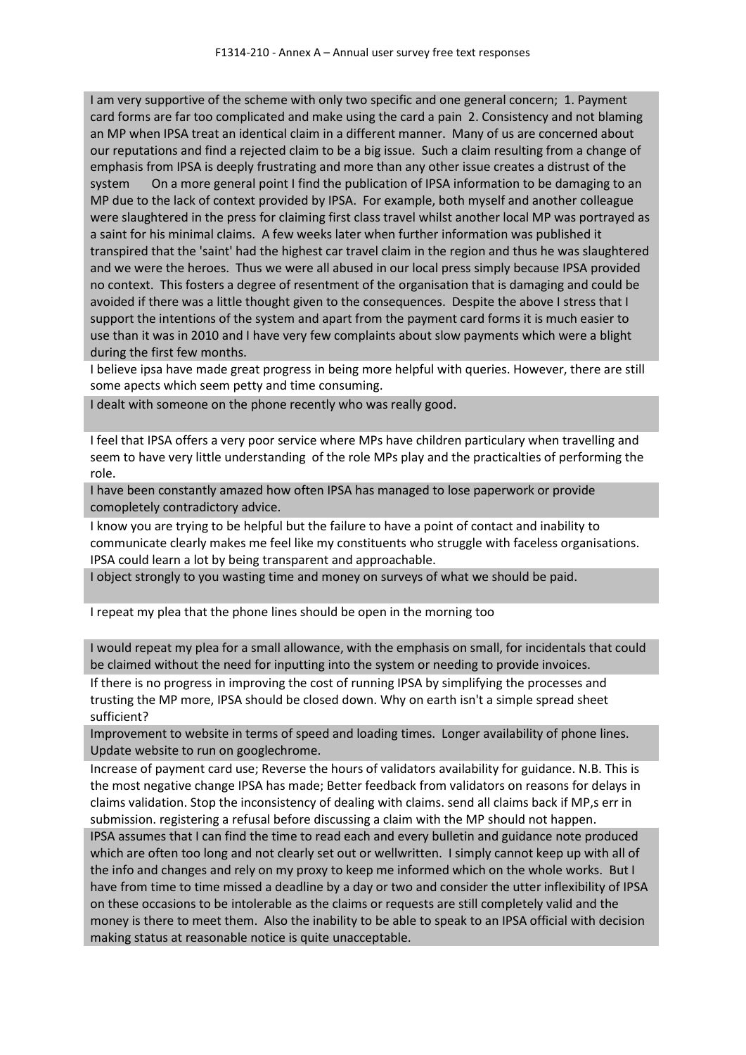I am very supportive of the scheme with only two specific and one general concern; 1. Payment card forms are far too complicated and make using the card a pain 2. Consistency and not blaming an MP when IPSA treat an identical claim in a different manner. Many of us are concerned about our reputations and find a rejected claim to be a big issue. Such a claim resulting from a change of emphasis from IPSA is deeply frustrating and more than any other issue creates a distrust of the system On a more general point I find the publication of IPSA information to be damaging to an MP due to the lack of context provided by IPSA. For example, both myself and another colleague were slaughtered in the press for claiming first class travel whilst another local MP was portrayed as a saint for his minimal claims. A few weeks later when further information was published it transpired that the 'saint' had the highest car travel claim in the region and thus he was slaughtered and we were the heroes. Thus we were all abused in our local press simply because IPSA provided no context. This fosters a degree of resentment of the organisation that is damaging and could be avoided if there was a little thought given to the consequences. Despite the above I stress that I support the intentions of the system and apart from the payment card forms it is much easier to use than it was in 2010 and I have very few complaints about slow payments which were a blight during the first few months.

I believe ipsa have made great progress in being more helpful with queries. However, there are still some apects which seem petty and time consuming.

I dealt with someone on the phone recently who was really good.

I feel that IPSA offers a very poor service where MPs have children particulary when travelling and seem to have very little understanding of the role MPs play and the practicalties of performing the role.

I have been constantly amazed how often IPSA has managed to lose paperwork or provide comopletely contradictory advice.

I know you are trying to be helpful but the failure to have a point of contact and inability to communicate clearly makes me feel like my constituents who struggle with faceless organisations. IPSA could learn a lot by being transparent and approachable.

I object strongly to you wasting time and money on surveys of what we should be paid.

I repeat my plea that the phone lines should be open in the morning too

I would repeat my plea for a small allowance, with the emphasis on small, for incidentals that could be claimed without the need for inputting into the system or needing to provide invoices.

If there is no progress in improving the cost of running IPSA by simplifying the processes and trusting the MP more, IPSA should be closed down. Why on earth isn't a simple spread sheet sufficient?

Improvement to website in terms of speed and loading times. Longer availability of phone lines. Update website to run on googlechrome.

Increase of payment card use; Reverse the hours of validators availability for guidance. N.B. This is the most negative change IPSA has made; Better feedback from validators on reasons for delays in claims validation. Stop the inconsistency of dealing with claims. send all claims back if MP,s err in submission. registering a refusal before discussing a claim with the MP should not happen.

IPSA assumes that I can find the time to read each and every bulletin and guidance note produced which are often too long and not clearly set out or wellwritten. I simply cannot keep up with all of the info and changes and rely on my proxy to keep me informed which on the whole works. But I have from time to time missed a deadline by a day or two and consider the utter inflexibility of IPSA on these occasions to be intolerable as the claims or requests are still completely valid and the money is there to meet them. Also the inability to be able to speak to an IPSA official with decision making status at reasonable notice is quite unacceptable.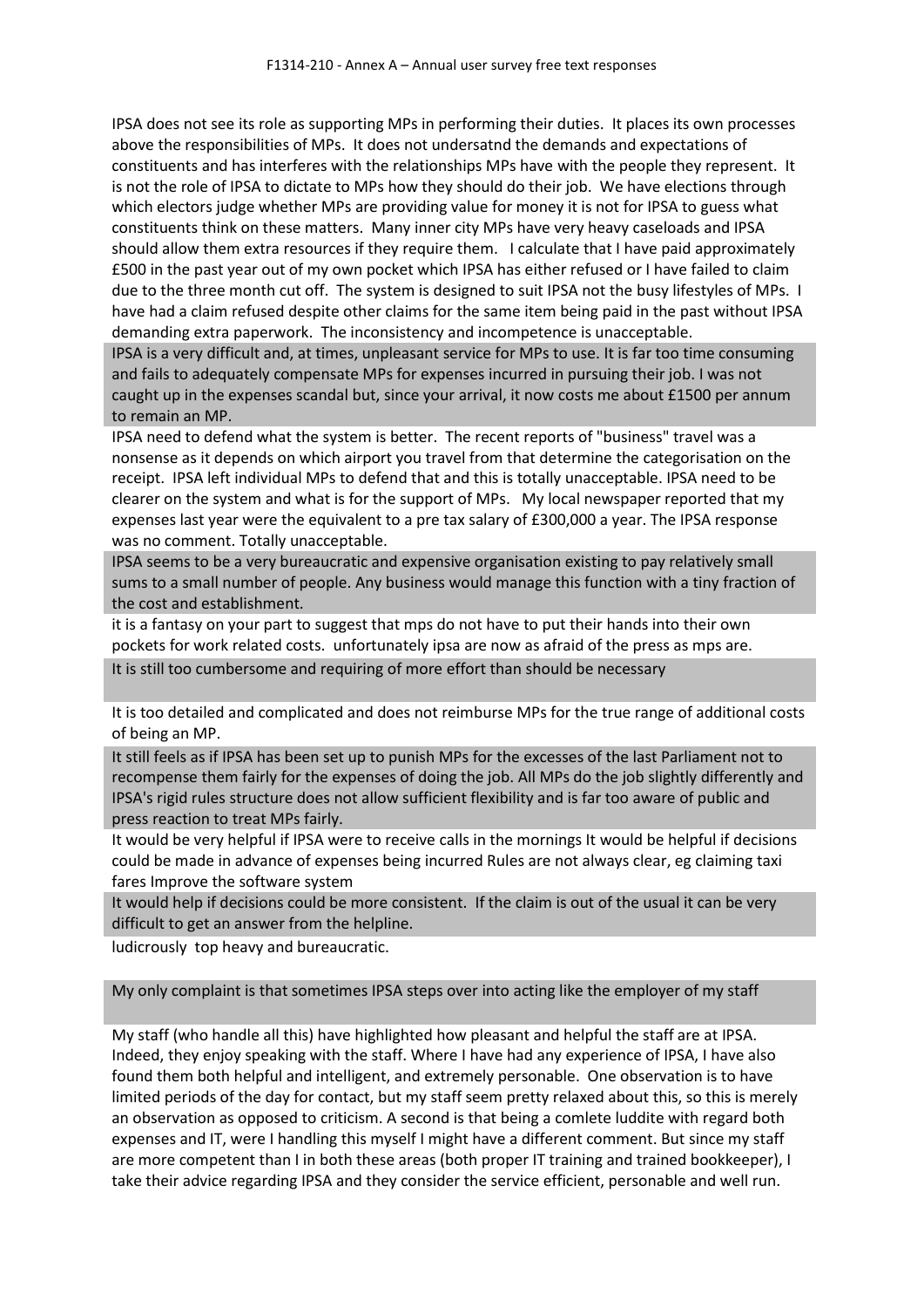IPSA does not see its role as supporting MPs in performing their duties. It places its own processes above the responsibilities of MPs. It does not undersatnd the demands and expectations of constituents and has interferes with the relationships MPs have with the people they represent. It is not the role of IPSA to dictate to MPs how they should do their job. We have elections through which electors judge whether MPs are providing value for money it is not for IPSA to guess what constituents think on these matters. Many inner city MPs have very heavy caseloads and IPSA should allow them extra resources if they require them. I calculate that I have paid approximately £500 in the past year out of my own pocket which IPSA has either refused or I have failed to claim due to the three month cut off. The system is designed to suit IPSA not the busy lifestyles of MPs. I have had a claim refused despite other claims for the same item being paid in the past without IPSA demanding extra paperwork. The inconsistency and incompetence is unacceptable.

IPSA is a very difficult and, at times, unpleasant service for MPs to use. It is far too time consuming and fails to adequately compensate MPs for expenses incurred in pursuing their job. I was not caught up in the expenses scandal but, since your arrival, it now costs me about £1500 per annum to remain an MP.

IPSA need to defend what the system is better. The recent reports of "business" travel was a nonsense as it depends on which airport you travel from that determine the categorisation on the receipt. IPSA left individual MPs to defend that and this is totally unacceptable. IPSA need to be clearer on the system and what is for the support of MPs. My local newspaper reported that my expenses last year were the equivalent to a pre tax salary of £300,000 a year. The IPSA response was no comment. Totally unacceptable.

IPSA seems to be a very bureaucratic and expensive organisation existing to pay relatively small sums to a small number of people. Any business would manage this function with a tiny fraction of the cost and establishment.

it is a fantasy on your part to suggest that mps do not have to put their hands into their own pockets for work related costs. unfortunately ipsa are now as afraid of the press as mps are.

It is still too cumbersome and requiring of more effort than should be necessary

It is too detailed and complicated and does not reimburse MPs for the true range of additional costs of being an MP.

It still feels as if IPSA has been set up to punish MPs for the excesses of the last Parliament not to recompense them fairly for the expenses of doing the job. All MPs do the job slightly differently and IPSA's rigid rules structure does not allow sufficient flexibility and is far too aware of public and press reaction to treat MPs fairly.

It would be very helpful if IPSA were to receive calls in the mornings It would be helpful if decisions could be made in advance of expenses being incurred Rules are not always clear, eg claiming taxi fares Improve the software system

It would help if decisions could be more consistent. If the claim is out of the usual it can be very difficult to get an answer from the helpline.

ludicrously top heavy and bureaucratic.

My only complaint is that sometimes IPSA steps over into acting like the employer of my staff

My staff (who handle all this) have highlighted how pleasant and helpful the staff are at IPSA. Indeed, they enjoy speaking with the staff. Where I have had any experience of IPSA, I have also found them both helpful and intelligent, and extremely personable. One observation is to have limited periods of the day for contact, but my staff seem pretty relaxed about this, so this is merely an observation as opposed to criticism. A second is that being a comlete luddite with regard both expenses and IT, were I handling this myself I might have a different comment. But since my staff are more competent than I in both these areas (both proper IT training and trained bookkeeper), I take their advice regarding IPSA and they consider the service efficient, personable and well run.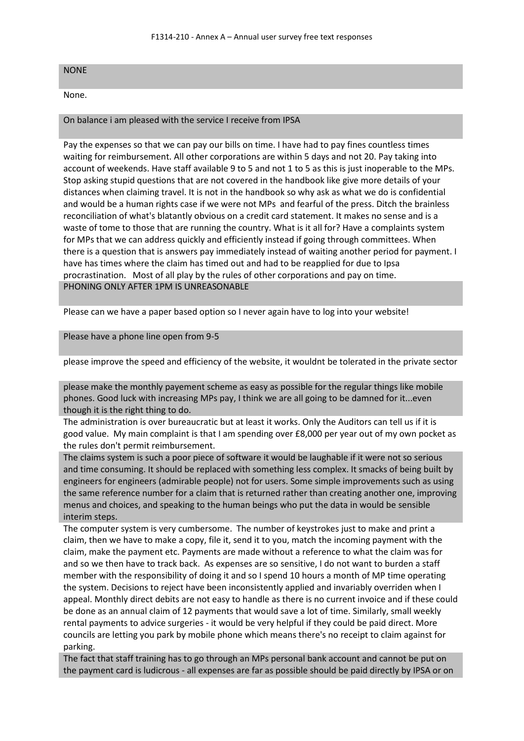NONE

None.

On balance i am pleased with the service I receive from IPSA

Pay the expenses so that we can pay our bills on time. I have had to pay fines countless times waiting for reimbursement. All other corporations are within 5 days and not 20. Pay taking into account of weekends. Have staff available 9 to 5 and not 1 to 5 as this is just inoperable to the MPs. Stop asking stupid questions that are not covered in the handbook like give more details of your distances when claiming travel. It is not in the handbook so why ask as what we do is confidential and would be a human rights case if we were not MPs and fearful of the press. Ditch the brainless reconciliation of what's blatantly obvious on a credit card statement. It makes no sense and is a waste of tome to those that are running the country. What is it all for? Have a complaints system for MPs that we can address quickly and efficiently instead if going through committees. When there is a question that is answers pay immediately instead of waiting another period for payment. I have has times where the claim has timed out and had to be reapplied for due to Ipsa procrastination. Most of all play by the rules of other corporations and pay on time.

PHONING ONLY AFTER 1PM IS UNREASONABLE

Please can we have a paper based option so I never again have to log into your website!

Please have a phone line open from 9-5

please improve the speed and efficiency of the website, it wouldnt be tolerated in the private sector

please make the monthly payement scheme as easy as possible for the regular things like mobile phones. Good luck with increasing MPs pay, I think we are all going to be damned for it...even though it is the right thing to do.

The administration is over bureaucratic but at least it works. Only the Auditors can tell us if it is good value. My main complaint is that I am spending over £8,000 per year out of my own pocket as the rules don't permit reimbursement.

The claims system is such a poor piece of software it would be laughable if it were not so serious and time consuming. It should be replaced with something less complex. It smacks of being built by engineers for engineers (admirable people) not for users. Some simple improvements such as using the same reference number for a claim that is returned rather than creating another one, improving menus and choices, and speaking to the human beings who put the data in would be sensible interim steps.

The computer system is very cumbersome. The number of keystrokes just to make and print a claim, then we have to make a copy, file it, send it to you, match the incoming payment with the claim, make the payment etc. Payments are made without a reference to what the claim was for and so we then have to track back. As expenses are so sensitive, I do not want to burden a staff member with the responsibility of doing it and so I spend 10 hours a month of MP time operating the system. Decisions to reject have been inconsistently applied and invariably overriden when I appeal. Monthly direct debits are not easy to handle as there is no current invoice and if these could be done as an annual claim of 12 payments that would save a lot of time. Similarly, small weekly rental payments to advice surgeries - it would be very helpful if they could be paid direct. More councils are letting you park by mobile phone which means there's no receipt to claim against for parking.

The fact that staff training has to go through an MPs personal bank account and cannot be put on the payment card is ludicrous - all expenses are far as possible should be paid directly by IPSA or on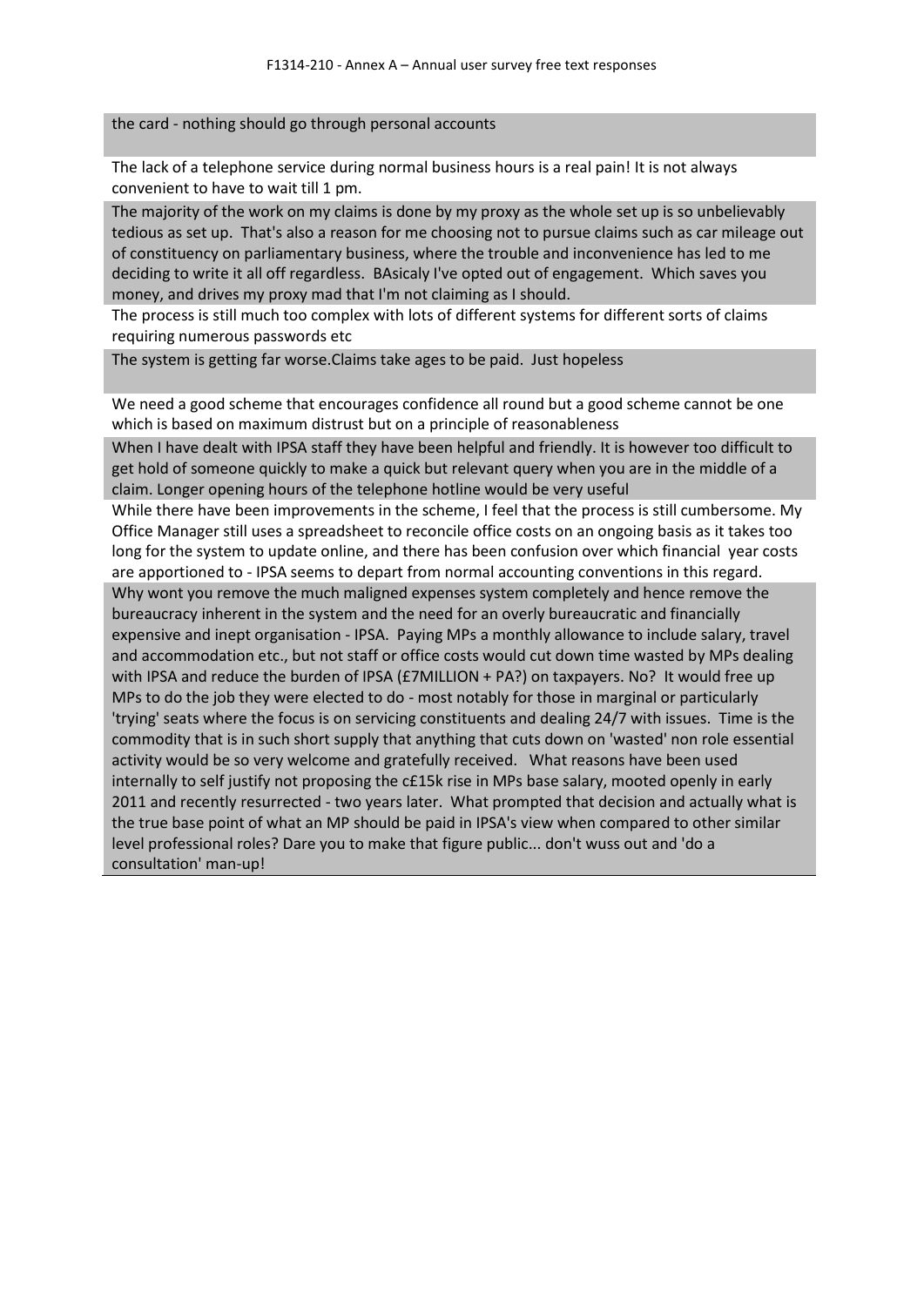the card - nothing should go through personal accounts

The lack of a telephone service during normal business hours is a real pain! It is not always convenient to have to wait till 1 pm.

The majority of the work on my claims is done by my proxy as the whole set up is so unbelievably tedious as set up. That's also a reason for me choosing not to pursue claims such as car mileage out of constituency on parliamentary business, where the trouble and inconvenience has led to me deciding to write it all off regardless. BAsicaly I've opted out of engagement. Which saves you money, and drives my proxy mad that I'm not claiming as I should.

The process is still much too complex with lots of different systems for different sorts of claims requiring numerous passwords etc

The system is getting far worse.Claims take ages to be paid. Just hopeless

We need a good scheme that encourages confidence all round but a good scheme cannot be one which is based on maximum distrust but on a principle of reasonableness

When I have dealt with IPSA staff they have been helpful and friendly. It is however too difficult to get hold of someone quickly to make a quick but relevant query when you are in the middle of a claim. Longer opening hours of the telephone hotline would be very useful

While there have been improvements in the scheme, I feel that the process is still cumbersome. My Office Manager still uses a spreadsheet to reconcile office costs on an ongoing basis as it takes too long for the system to update online, and there has been confusion over which financial year costs are apportioned to - IPSA seems to depart from normal accounting conventions in this regard.

Why wont you remove the much maligned expenses system completely and hence remove the bureaucracy inherent in the system and the need for an overly bureaucratic and financially expensive and inept organisation - IPSA. Paying MPs a monthly allowance to include salary, travel and accommodation etc., but not staff or office costs would cut down time wasted by MPs dealing with IPSA and reduce the burden of IPSA (£7MILLION + PA?) on taxpayers. No? It would free up MPs to do the job they were elected to do - most notably for those in marginal or particularly 'trying' seats where the focus is on servicing constituents and dealing 24/7 with issues. Time is the commodity that is in such short supply that anything that cuts down on 'wasted' non role essential activity would be so very welcome and gratefully received. What reasons have been used internally to self justify not proposing the c£15k rise in MPs base salary, mooted openly in early 2011 and recently resurrected - two years later. What prompted that decision and actually what is the true base point of what an MP should be paid in IPSA's view when compared to other similar level professional roles? Dare you to make that figure public... don't wuss out and 'do a consultation' man-up!